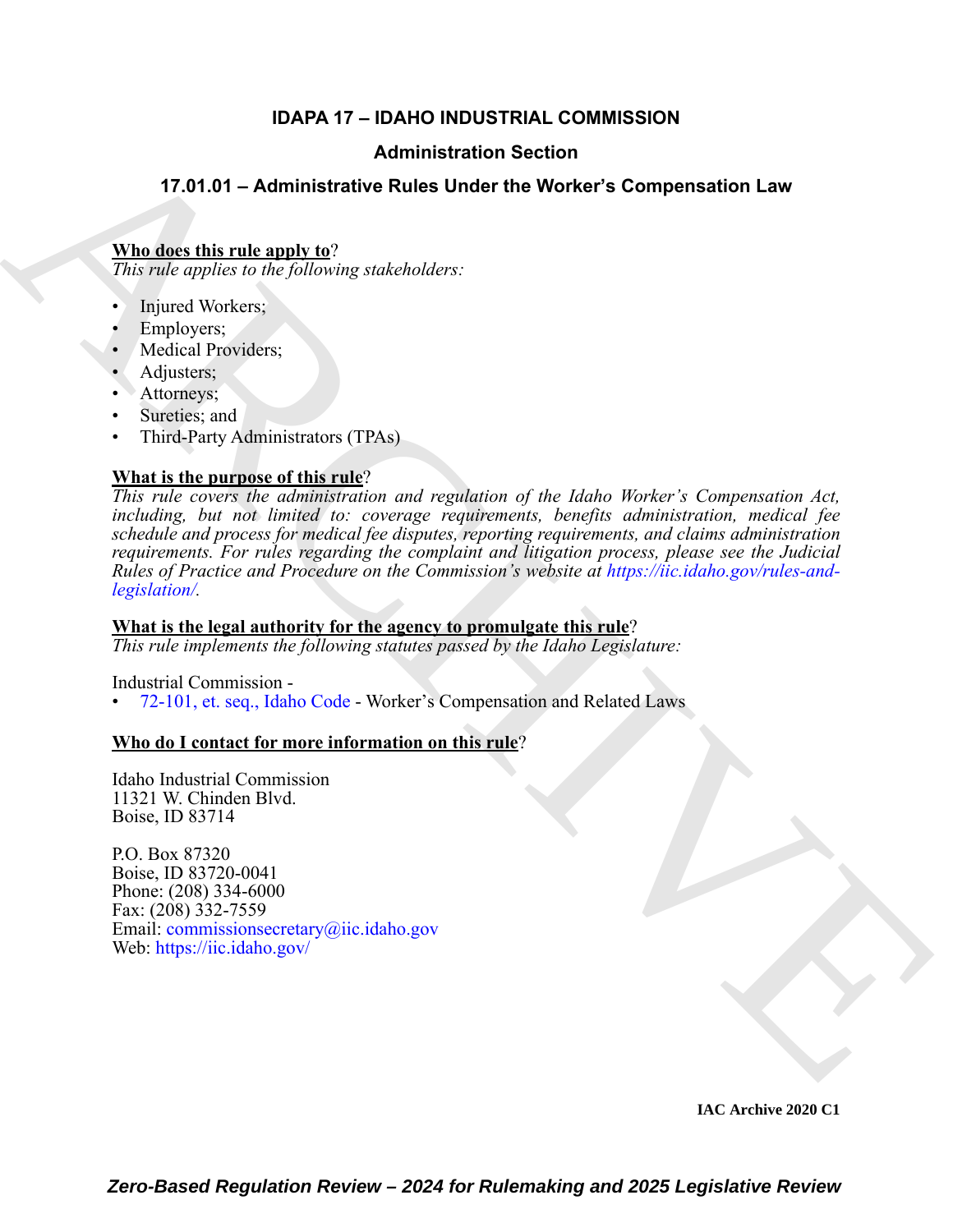# IDAPA 17 – IDAHO INDUSTRIAL COMMISSION

## Administration Section

## 17.01.01 – Administrative Rules Under the Worker's Compensation Law

**<u>Who does this rule apply to</u>**?

*This rule applies to the following stakeholders:*

- Injured Workers;
- Employers;
- Medical Providers;
- Adjusters;
- Attorneys;
- Sureties; and
- Third-Party Administrators (TPAs)

**<u>What is the purpose of this rule</u>**?

*This rule covers the administration and regulation of the Idaho Worker's Compensation Act, including, but not limited to: coverage requirements, benefits administration, medical fee schedule and process for medical fee disputes, reporting requirements, and claims administration requirements. For rules regarding the complaint and litigation process, please see the Judicial Rules of Practice and Procedure on the Commission's website at https://iic.idaho.gov/rules-and-legislation/.*

**<u>What is the legal authority for the agency to promulgate this rule</u>**?

*This rule implements the following statutes passed by the Idaho Legislature:*

Industrial Commission -

- 72-101, et. seq., Idaho Code - Worker's Compensation and Related Laws

**<u>Who do I contact for more information on this rule</u>**?

Idaho Industrial Commission
11321 W. Chinden Blvd.
Boise, ID 83714

P.O. Box 87320
Boise, ID 83720-0041
Phone: (208) 334-6000
Fax: (208) 332-7559
Email: commissionsecretary@iic.idaho.gov
Web: https://iic.idaho.gov/

**IAC Archive 2020 C1**

***Zero-Based Regulation Review – 2024 for Rulemaking and 2025 Legislative Review***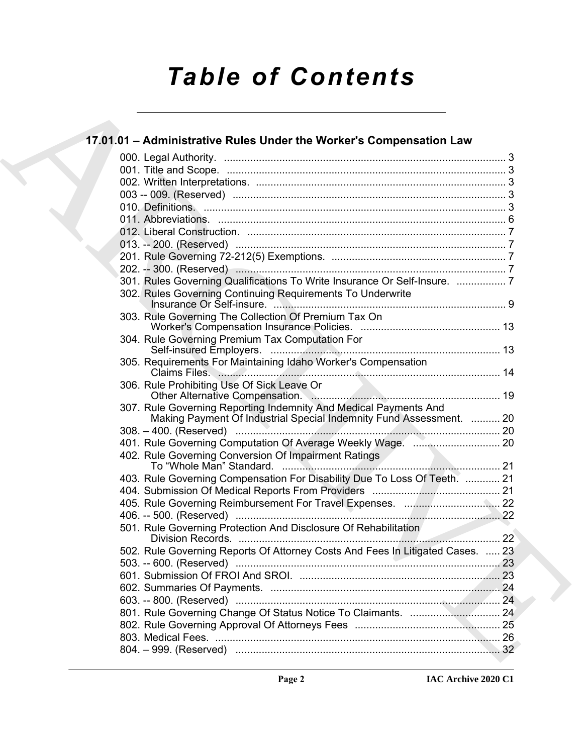# Table of Contents

## 17.01.01 – Administrative Rules Under the Worker's Compensation Law

000. Legal Authority. .......................................................................................... 3
001. Title and Scope. ........................................................................................... 3
002. Written Interpretations. ............................................................................... 3
003 -- 009. (Reserved) .......................................................................................... 3
010. Definitions. .................................................................................................. 3
011. Abbreviations. ............................................................................................. 6
012. Liberal Construction. ................................................................................... 7
013. -- 200. (Reserved) ........................................................................................ 7
201. Rule Governing 72-212(5) Exemptions. ....................................................... 7
202. -- 300. (Reserved) ........................................................................................ 7
301. Rules Governing Qualifications To Write Insurance Or Self-Insure. ............... 7
302. Rules Governing Continuing Requirements To Underwrite Insurance Or Self-insure. ............................................................................ 9
303. Rule Governing The Collection Of Premium Tax On Worker's Compensation Insurance Policies. ............................................ 13
304. Rule Governing Premium Tax Computation For Self-insured Employers. ........................................................................... 13
305. Requirements For Maintaining Idaho Worker's Compensation Claims Files. ............................................................................................ 14
306. Rule Prohibiting Use Of Sick Leave Or Other Alternative Compensation. ............................................................. 19
307. Rule Governing Reporting Indemnity And Medical Payments And Making Payment Of Industrial Special Indemnity Fund Assessment. .......... 20
308. – 400. (Reserved) ........................................................................................ 20
401. Rule Governing Computation Of Average Weekly Wage. .............................. 20
402. Rule Governing Conversion Of Impairment Ratings To "Whole Man" Standard. ..................................................................... 21
403. Rule Governing Compensation For Disability Due To Loss Of Teeth. ............ 21
404. Submission Of Medical Reports From Providers ........................................... 21
405. Rule Governing Reimbursement For Travel Expenses. ................................. 22
406. -- 500. (Reserved) ........................................................................................ 22
501. Rule Governing Protection And Disclosure Of Rehabilitation Division Records. ...................................................................................... 22
502. Rule Governing Reports Of Attorney Costs And Fees In Litigated Cases. ..... 23
503. -- 600. (Reserved) ........................................................................................ 23
601. Submission Of FROI And SROI. ................................................................... 23
602. Summaries Of Payments. ............................................................................ 24
603. -- 800. (Reserved) ........................................................................................ 24
801. Rule Governing Change Of Status Notice To Claimants. ............................... 24
802. Rule Governing Approval Of Attorneys Fees ................................................ 25
803. Medical Fees. ............................................................................................... 26
804. – 999. (Reserved) ........................................................................................ 32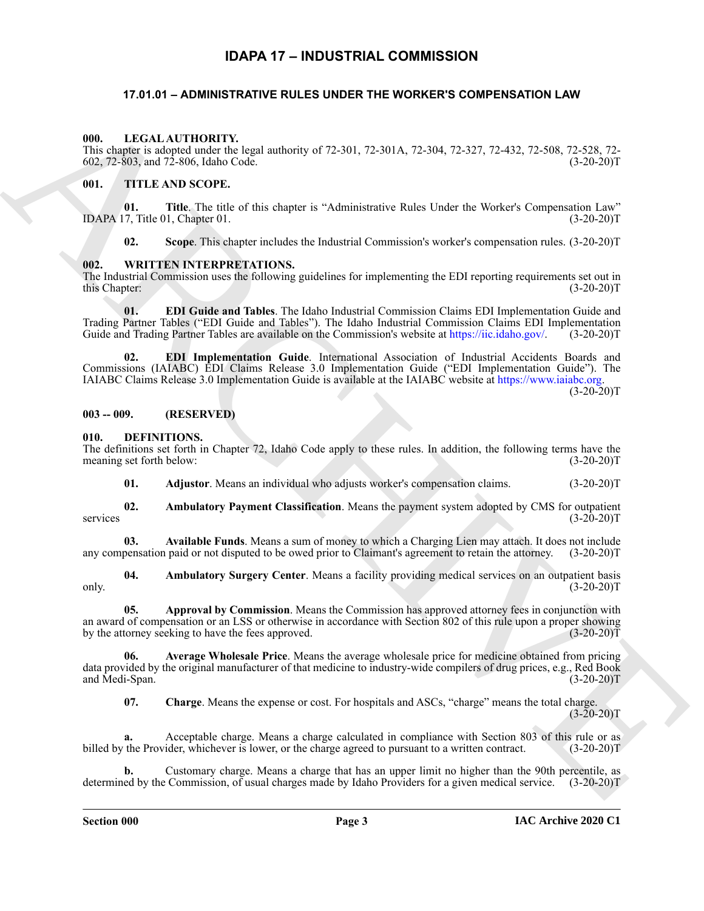# IDAPA 17 – INDUSTRIAL COMMISSION

## 17.01.01 – ADMINISTRATIVE RULES UNDER THE WORKER'S COMPENSATION LAW

**000. LEGAL AUTHORITY.**

This chapter is adopted under the legal authority of 72-301, 72-301A, 72-304, 72-327, 72-432, 72-508, 72-528, 72-602, 72-803, and 72-806, Idaho Code. (3-20-20)T

**001. TITLE AND SCOPE.**

**01. Title**. The title of this chapter is "Administrative Rules Under the Worker's Compensation Law" IDAPA 17, Title 01, Chapter 01. (3-20-20)T

**02. Scope**. This chapter includes the Industrial Commission's worker's compensation rules. (3-20-20)T

**002. WRITTEN INTERPRETATIONS.**

The Industrial Commission uses the following guidelines for implementing the EDI reporting requirements set out in this Chapter: (3-20-20)T

**01. EDI Guide and Tables**. The Idaho Industrial Commission Claims EDI Implementation Guide and Trading Partner Tables ("EDI Guide and Tables"). The Idaho Industrial Commission Claims EDI Implementation Guide and Trading Partner Tables are available on the Commission's website at https://iic.idaho.gov/. (3-20-20)T

**02. EDI Implementation Guide**. International Association of Industrial Accidents Boards and Commissions (IAIABC) EDI Claims Release 3.0 Implementation Guide ("EDI Implementation Guide"). The IAIABC Claims Release 3.0 Implementation Guide is available at the IAIABC website at https://www.iaiabc.org. (3-20-20)T

**003 -- 009. (RESERVED)**

**010. DEFINITIONS.**

The definitions set forth in Chapter 72, Idaho Code apply to these rules. In addition, the following terms have the meaning set forth below: (3-20-20)T

**01. Adjustor**. Means an individual who adjusts worker's compensation claims. (3-20-20)T

**02. Ambulatory Payment Classification**. Means the payment system adopted by CMS for outpatient services (3-20-20)T

**03. Available Funds**. Means a sum of money to which a Charging Lien may attach. It does not include any compensation paid or not disputed to be owed prior to Claimant's agreement to retain the attorney. (3-20-20)T

**04. Ambulatory Surgery Center**. Means a facility providing medical services on an outpatient basis only. (3-20-20)T

**05. Approval by Commission**. Means the Commission has approved attorney fees in conjunction with an award of compensation or an LSS or otherwise in accordance with Section 802 of this rule upon a proper showing by the attorney seeking to have the fees approved. (3-20-20)T

**06. Average Wholesale Price**. Means the average wholesale price for medicine obtained from pricing data provided by the original manufacturer of that medicine to industry-wide compilers of drug prices, e.g., Red Book and Medi-Span. (3-20-20)T

**07. Charge**. Means the expense or cost. For hospitals and ASCs, "charge" means the total charge. (3-20-20)T

**a.** Acceptable charge. Means a charge calculated in compliance with Section 803 of this rule or as billed by the Provider, whichever is lower, or the charge agreed to pursuant to a written contract. (3-20-20)T

**b.** Customary charge. Means a charge that has an upper limit no higher than the 90th percentile, as determined by the Commission, of usual charges made by Idaho Providers for a given medical service. (3-20-20)T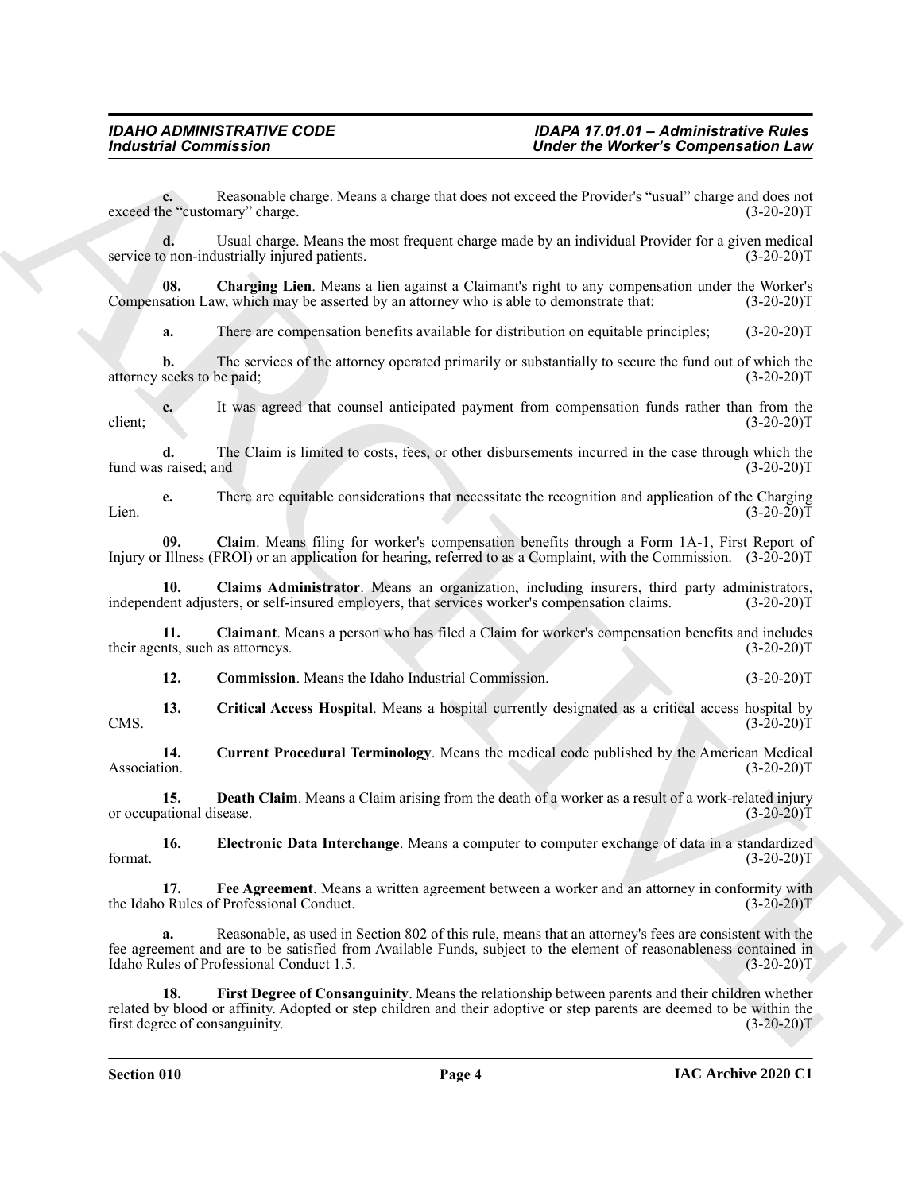**c.** Reasonable charge. Means a charge that does not exceed the Provider's "usual" charge and does not exceed the "customary" charge. (3-20-20)T

**d.** Usual charge. Means the most frequent charge made by an individual Provider for a given medical service to non-industrially injured patients. (3-20-20)T

**08. Charging Lien**. Means a lien against a Claimant's right to any compensation under the Worker's Compensation Law, which may be asserted by an attorney who is able to demonstrate that: (3-20-20)T

**a.** There are compensation benefits available for distribution on equitable principles; (3-20-20)T

**b.** The services of the attorney operated primarily or substantially to secure the fund out of which the attorney seeks to be paid; (3-20-20)T

**c.** It was agreed that counsel anticipated payment from compensation funds rather than from the client; (3-20-20)T

**d.** The Claim is limited to costs, fees, or other disbursements incurred in the case through which the fund was raised; and (3-20-20)T

**e.** There are equitable considerations that necessitate the recognition and application of the Charging Lien. (3-20-20)T

**09. Claim**. Means filing for worker's compensation benefits through a Form 1A-1, First Report of Injury or Illness (FROI) or an application for hearing, referred to as a Complaint, with the Commission. (3-20-20)T

**10. Claims Administrator**. Means an organization, including insurers, third party administrators, independent adjusters, or self-insured employers, that services worker's compensation claims. (3-20-20)T

**11. Claimant**. Means a person who has filed a Claim for worker's compensation benefits and includes their agents, such as attorneys. (3-20-20)T

**12. Commission**. Means the Idaho Industrial Commission. (3-20-20)T

**13. Critical Access Hospital**. Means a hospital currently designated as a critical access hospital by CMS. (3-20-20)T

**14. Current Procedural Terminology**. Means the medical code published by the American Medical Association. (3-20-20)T

**15. Death Claim**. Means a Claim arising from the death of a worker as a result of a work-related injury or occupational disease. (3-20-20)T

**16. Electronic Data Interchange**. Means a computer to computer exchange of data in a standardized format. (3-20-20)T

**17. Fee Agreement**. Means a written agreement between a worker and an attorney in conformity with the Idaho Rules of Professional Conduct. (3-20-20)T

**a.** Reasonable, as used in Section 802 of this rule, means that an attorney's fees are consistent with the fee agreement and are to be satisfied from Available Funds, subject to the element of reasonableness contained in Idaho Rules of Professional Conduct 1.5. (3-20-20)T

**18. First Degree of Consanguinity**. Means the relationship between parents and their children whether related by blood or affinity. Adopted or step children and their adoptive or step parents are deemed to be within the first degree of consanguinity. (3-20-20)T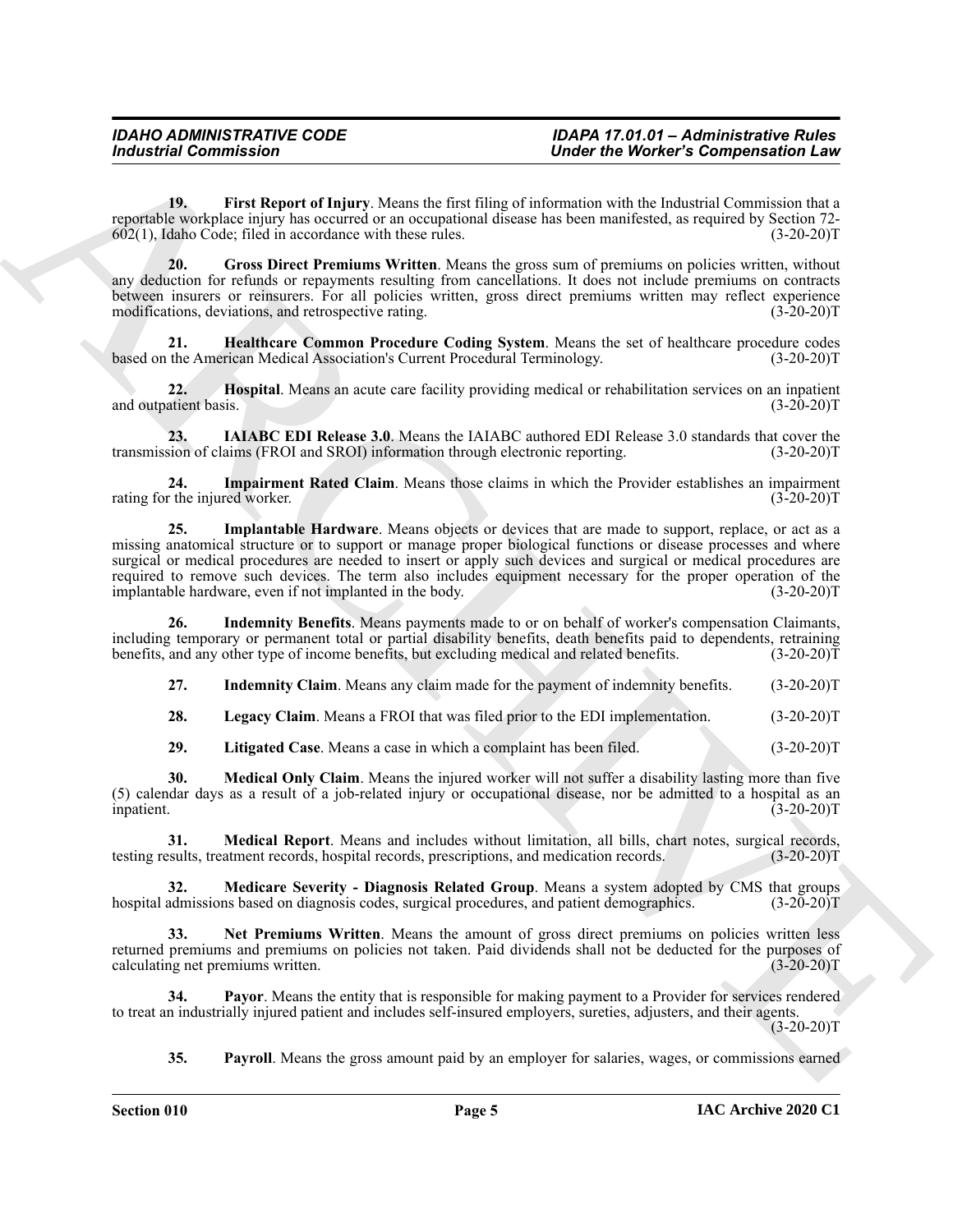**19. First Report of Injury**. Means the first filing of information with the Industrial Commission that a reportable workplace injury has occurred or an occupational disease has been manifested, as required by Section 72-602(1), Idaho Code; filed in accordance with these rules. (3-20-20)T

**20. Gross Direct Premiums Written**. Means the gross sum of premiums on policies written, without any deduction for refunds or repayments resulting from cancellations. It does not include premiums on contracts between insurers or reinsurers. For all policies written, gross direct premiums written may reflect experience modifications, deviations, and retrospective rating. (3-20-20)T

**21. Healthcare Common Procedure Coding System**. Means the set of healthcare procedure codes based on the American Medical Association's Current Procedural Terminology. (3-20-20)T

**22. Hospital**. Means an acute care facility providing medical or rehabilitation services on an inpatient and outpatient basis. (3-20-20)T

**23. IAIABC EDI Release 3.0**. Means the IAIABC authored EDI Release 3.0 standards that cover the transmission of claims (FROI and SROI) information through electronic reporting. (3-20-20)T

**24. Impairment Rated Claim**. Means those claims in which the Provider establishes an impairment rating for the injured worker. (3-20-20)T

**25. Implantable Hardware**. Means objects or devices that are made to support, replace, or act as a missing anatomical structure or to support or manage proper biological functions or disease processes and where surgical or medical procedures are needed to insert or apply such devices and surgical or medical procedures are required to remove such devices. The term also includes equipment necessary for the proper operation of the implantable hardware, even if not implanted in the body. (3-20-20)T

**26. Indemnity Benefits**. Means payments made to or on behalf of worker's compensation Claimants, including temporary or permanent total or partial disability benefits, death benefits paid to dependents, retraining benefits, and any other type of income benefits, but excluding medical and related benefits. (3-20-20)T

**27. Indemnity Claim**. Means any claim made for the payment of indemnity benefits. (3-20-20)T

**28. Legacy Claim**. Means a FROI that was filed prior to the EDI implementation. (3-20-20)T

**29. Litigated Case**. Means a case in which a complaint has been filed. (3-20-20)T

**30. Medical Only Claim**. Means the injured worker will not suffer a disability lasting more than five (5) calendar days as a result of a job-related injury or occupational disease, nor be admitted to a hospital as an inpatient. (3-20-20)T

**31. Medical Report**. Means and includes without limitation, all bills, chart notes, surgical records, testing results, treatment records, hospital records, prescriptions, and medication records. (3-20-20)T

**32. Medicare Severity - Diagnosis Related Group**. Means a system adopted by CMS that groups hospital admissions based on diagnosis codes, surgical procedures, and patient demographics. (3-20-20)T

**33. Net Premiums Written**. Means the amount of gross direct premiums on policies written less returned premiums and premiums on policies not taken. Paid dividends shall not be deducted for the purposes of calculating net premiums written. (3-20-20)T

**34. Payor**. Means the entity that is responsible for making payment to a Provider for services rendered to treat an industrially injured patient and includes self-insured employers, sureties, adjusters, and their agents. (3-20-20)T

**35. Payroll**. Means the gross amount paid by an employer for salaries, wages, or commissions earned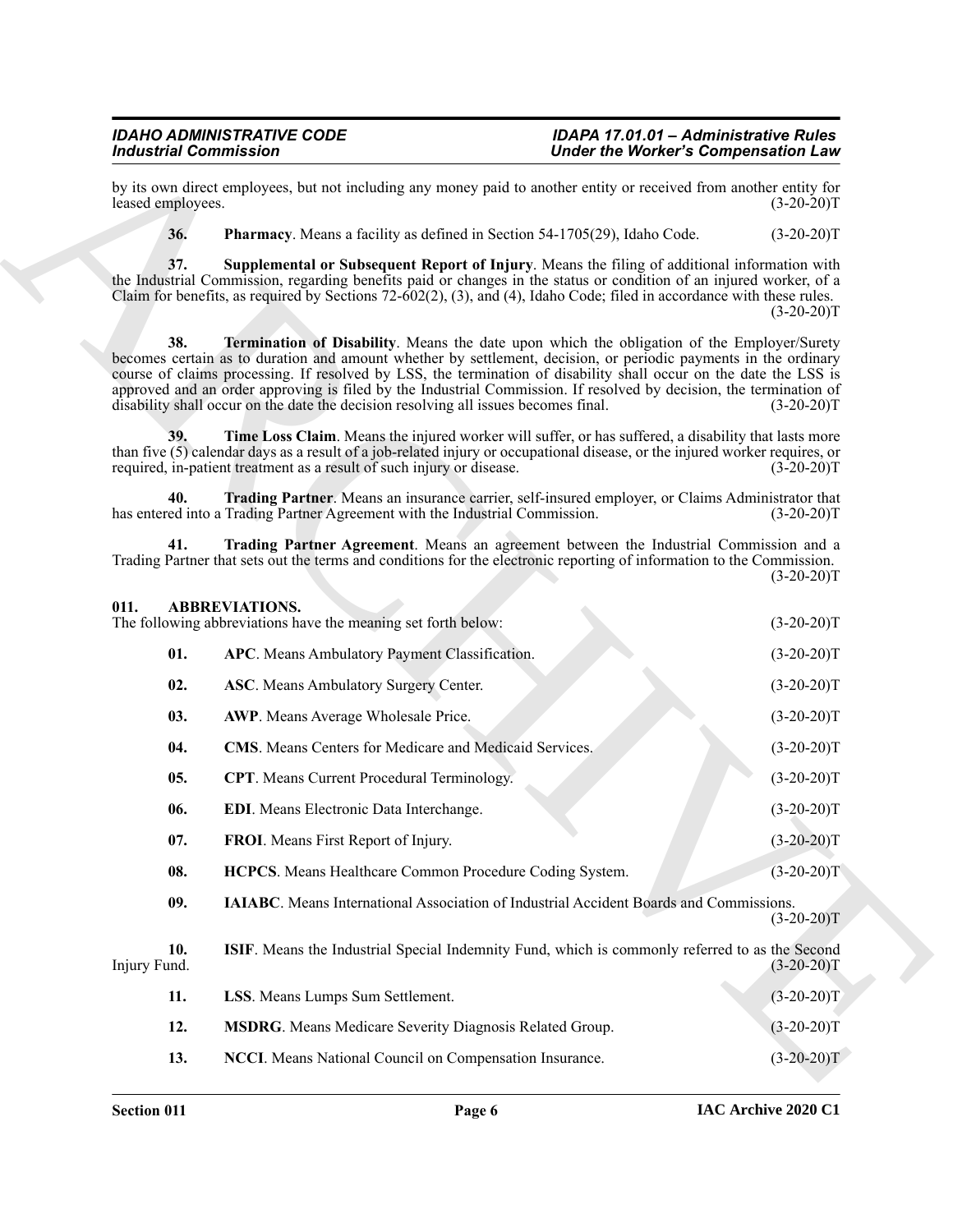by its own direct employees, but not including any money paid to another entity or received from another entity for leased employees. (3-20-20)T

**36. Pharmacy**. Means a facility as defined in Section 54-1705(29), Idaho Code. (3-20-20)T

**37. Supplemental or Subsequent Report of Injury**. Means the filing of additional information with the Industrial Commission, regarding benefits paid or changes in the status or condition of an injured worker, of a Claim for benefits, as required by Sections 72-602(2), (3), and (4), Idaho Code; filed in accordance with these rules. (3-20-20)T

**38. Termination of Disability**. Means the date upon which the obligation of the Employer/Surety becomes certain as to duration and amount whether by settlement, decision, or periodic payments in the ordinary course of claims processing. If resolved by LSS, the termination of disability shall occur on the date the LSS is approved and an order approving is filed by the Industrial Commission. If resolved by decision, the termination of disability shall occur on the date the decision resolving all issues becomes final. (3-20-20)T

**39. Time Loss Claim**. Means the injured worker will suffer, or has suffered, a disability that lasts more than five (5) calendar days as a result of a job-related injury or occupational disease, or the injured worker requires, or required, in-patient treatment as a result of such injury or disease. (3-20-20)T

**40. Trading Partner**. Means an insurance carrier, self-insured employer, or Claims Administrator that has entered into a Trading Partner Agreement with the Industrial Commission. (3-20-20)T

**41. Trading Partner Agreement**. Means an agreement between the Industrial Commission and a Trading Partner that sets out the terms and conditions for the electronic reporting of information to the Commission. (3-20-20)T

## 011. ABBREVIATIONS.

The following abbreviations have the meaning set forth below: (3-20-20)T

**01. APC**. Means Ambulatory Payment Classification. (3-20-20)T

**02. ASC**. Means Ambulatory Surgery Center. (3-20-20)T

**03. AWP**. Means Average Wholesale Price. (3-20-20)T

**04. CMS**. Means Centers for Medicare and Medicaid Services. (3-20-20)T

**05. CPT**. Means Current Procedural Terminology. (3-20-20)T

**06. EDI**. Means Electronic Data Interchange. (3-20-20)T

**07. FROI**. Means First Report of Injury. (3-20-20)T

**08. HCPCS**. Means Healthcare Common Procedure Coding System. (3-20-20)T

**09. IAIABC**. Means International Association of Industrial Accident Boards and Commissions. (3-20-20)T

**10. ISIF**. Means the Industrial Special Indemnity Fund, which is commonly referred to as the Second Injury Fund. (3-20-20)T

**11. LSS**. Means Lumps Sum Settlement. (3-20-20)T

**12. MSDRG**. Means Medicare Severity Diagnosis Related Group. (3-20-20)T

**13. NCCI**. Means National Council on Compensation Insurance. (3-20-20)T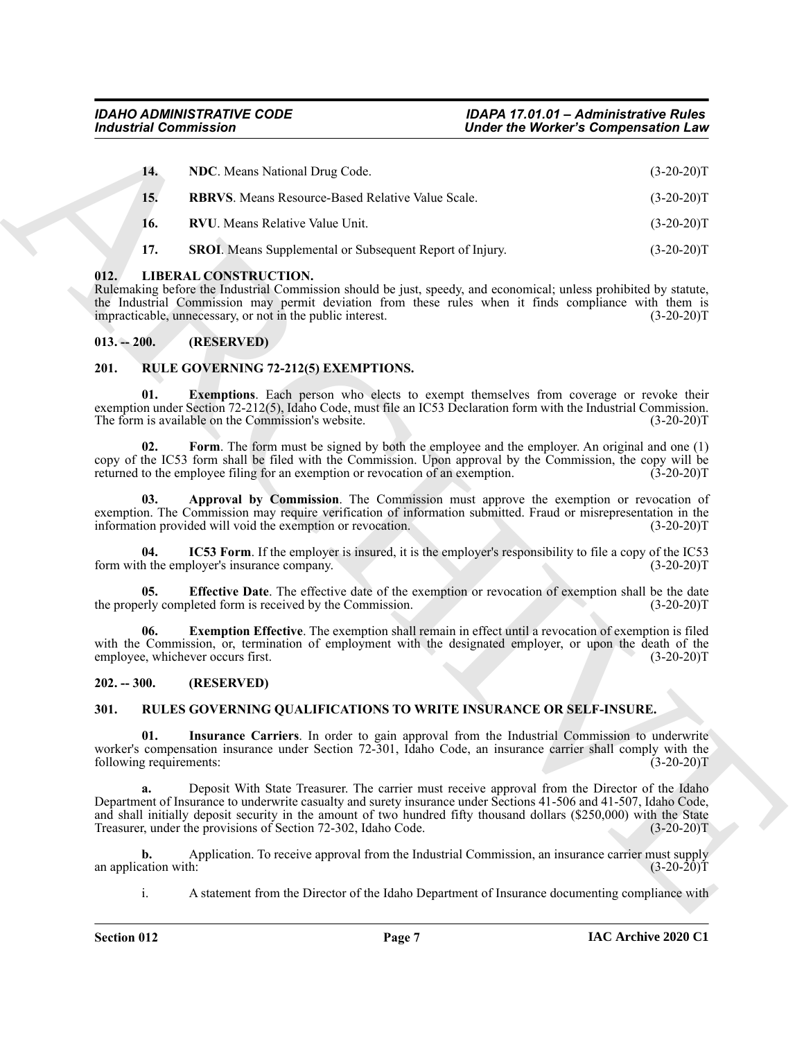**14.** **NDC**. Means National Drug Code. (3-20-20)T

**15.** **RBRVS**. Means Resource-Based Relative Value Scale. (3-20-20)T

**16.** **RVU**. Means Relative Value Unit. (3-20-20)T

**17.** **SROI**. Means Supplemental or Subsequent Report of Injury. (3-20-20)T

## 012. LIBERAL CONSTRUCTION.

Rulemaking before the Industrial Commission should be just, speedy, and economical; unless prohibited by statute, the Industrial Commission may permit deviation from these rules when it finds compliance with them is impracticable, unnecessary, or not in the public interest. (3-20-20)T

## 013. -- 200. (RESERVED)

## 201. RULE GOVERNING 72-212(5) EXEMPTIONS.

**01. Exemptions**. Each person who elects to exempt themselves from coverage or revoke their exemption under Section 72-212(5), Idaho Code, must file an IC53 Declaration form with the Industrial Commission. The form is available on the Commission's website. (3-20-20)T

**02. Form**. The form must be signed by both the employee and the employer. An original and one (1) copy of the IC53 form shall be filed with the Commission. Upon approval by the Commission, the copy will be returned to the employee filing for an exemption or revocation of an exemption. (3-20-20)T

**03. Approval by Commission**. The Commission must approve the exemption or revocation of exemption. The Commission may require verification of information submitted. Fraud or misrepresentation in the information provided will void the exemption or revocation. (3-20-20)T

**04. IC53 Form**. If the employer is insured, it is the employer's responsibility to file a copy of the IC53 form with the employer's insurance company. (3-20-20)T

**05. Effective Date**. The effective date of the exemption or revocation of exemption shall be the date the properly completed form is received by the Commission. (3-20-20)T

**06. Exemption Effective**. The exemption shall remain in effect until a revocation of exemption is filed with the Commission, or, termination of employment with the designated employer, or upon the death of the employee, whichever occurs first. (3-20-20)T

## 202. -- 300. (RESERVED)

## 301. RULES GOVERNING QUALIFICATIONS TO WRITE INSURANCE OR SELF-INSURE.

**01. Insurance Carriers**. In order to gain approval from the Industrial Commission to underwrite worker's compensation insurance under Section 72-301, Idaho Code, an insurance carrier shall comply with the following requirements: (3-20-20)T

**a.** Deposit With State Treasurer. The carrier must receive approval from the Director of the Idaho Department of Insurance to underwrite casualty and surety insurance under Sections 41-506 and 41-507, Idaho Code, and shall initially deposit security in the amount of two hundred fifty thousand dollars ($250,000) with the State Treasurer, under the provisions of Section 72-302, Idaho Code. (3-20-20)T

**b.** Application. To receive approval from the Industrial Commission, an insurance carrier must supply an application with: (3-20-20)T

i. A statement from the Director of the Idaho Department of Insurance documenting compliance with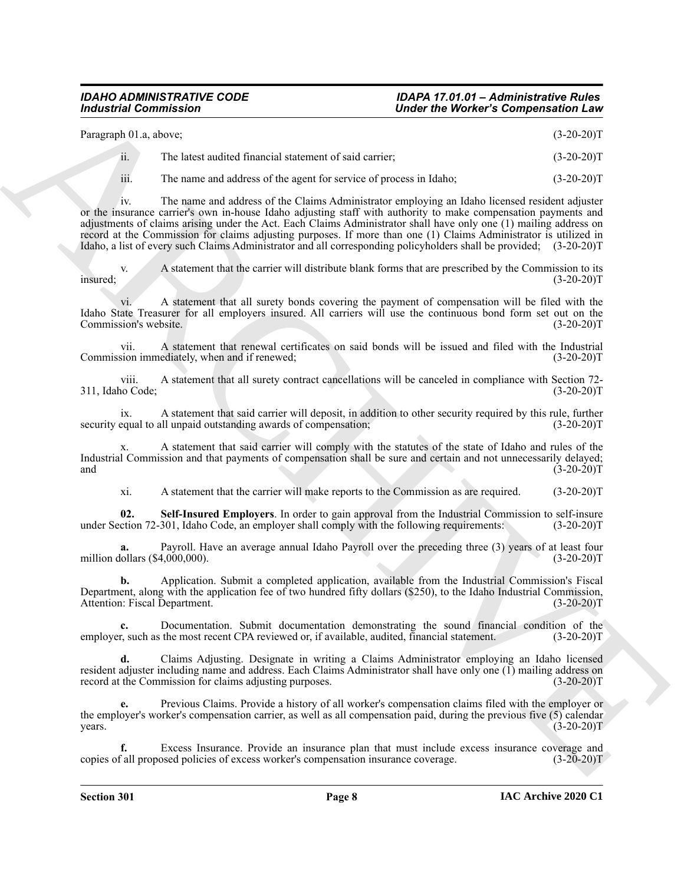Paragraph 01.a, above; (3-20-20)T

ii. The latest audited financial statement of said carrier; (3-20-20)T

iii. The name and address of the agent for service of process in Idaho; (3-20-20)T

iv. The name and address of the Claims Administrator employing an Idaho licensed resident adjuster or the insurance carrier's own in-house Idaho adjusting staff with authority to make compensation payments and adjustments of claims arising under the Act. Each Claims Administrator shall have only one (1) mailing address on record at the Commission for claims adjusting purposes. If more than one (1) Claims Administrator is utilized in Idaho, a list of every such Claims Administrator and all corresponding policyholders shall be provided; (3-20-20)T

v. A statement that the carrier will distribute blank forms that are prescribed by the Commission to its insured; (3-20-20)T

vi. A statement that all surety bonds covering the payment of compensation will be filed with the Idaho State Treasurer for all employers insured. All carriers will use the continuous bond form set out on the Commission's website. (3-20-20)T

vii. A statement that renewal certificates on said bonds will be issued and filed with the Industrial Commission immediately, when and if renewed; (3-20-20)T

viii. A statement that all surety contract cancellations will be canceled in compliance with Section 72-311, Idaho Code; (3-20-20)T

ix. A statement that said carrier will deposit, in addition to other security required by this rule, further security equal to all unpaid outstanding awards of compensation; (3-20-20)T

x. A statement that said carrier will comply with the statutes of the state of Idaho and rules of the Industrial Commission and that payments of compensation shall be sure and certain and not unnecessarily delayed; and (3-20-20)T

xi. A statement that the carrier will make reports to the Commission as are required. (3-20-20)T

**02. Self-Insured Employers**. In order to gain approval from the Industrial Commission to self-insure under Section 72-301, Idaho Code, an employer shall comply with the following requirements: (3-20-20)T

**a.** Payroll. Have an average annual Idaho Payroll over the preceding three (3) years of at least four million dollars ($4,000,000). (3-20-20)T

**b.** Application. Submit a completed application, available from the Industrial Commission's Fiscal Department, along with the application fee of two hundred fifty dollars ($250), to the Idaho Industrial Commission, Attention: Fiscal Department. (3-20-20)T

**c.** Documentation. Submit documentation demonstrating the sound financial condition of the employer, such as the most recent CPA reviewed or, if available, audited, financial statement. (3-20-20)T

**d.** Claims Adjusting. Designate in writing a Claims Administrator employing an Idaho licensed resident adjuster including name and address. Each Claims Administrator shall have only one (1) mailing address on record at the Commission for claims adjusting purposes. (3-20-20)T

**e.** Previous Claims. Provide a history of all worker's compensation claims filed with the employer or the employer's worker's compensation carrier, as well as all compensation paid, during the previous five (5) calendar years. (3-20-20)T

**f.** Excess Insurance. Provide an insurance plan that must include excess insurance coverage and copies of all proposed policies of excess worker's compensation insurance coverage. (3-20-20)T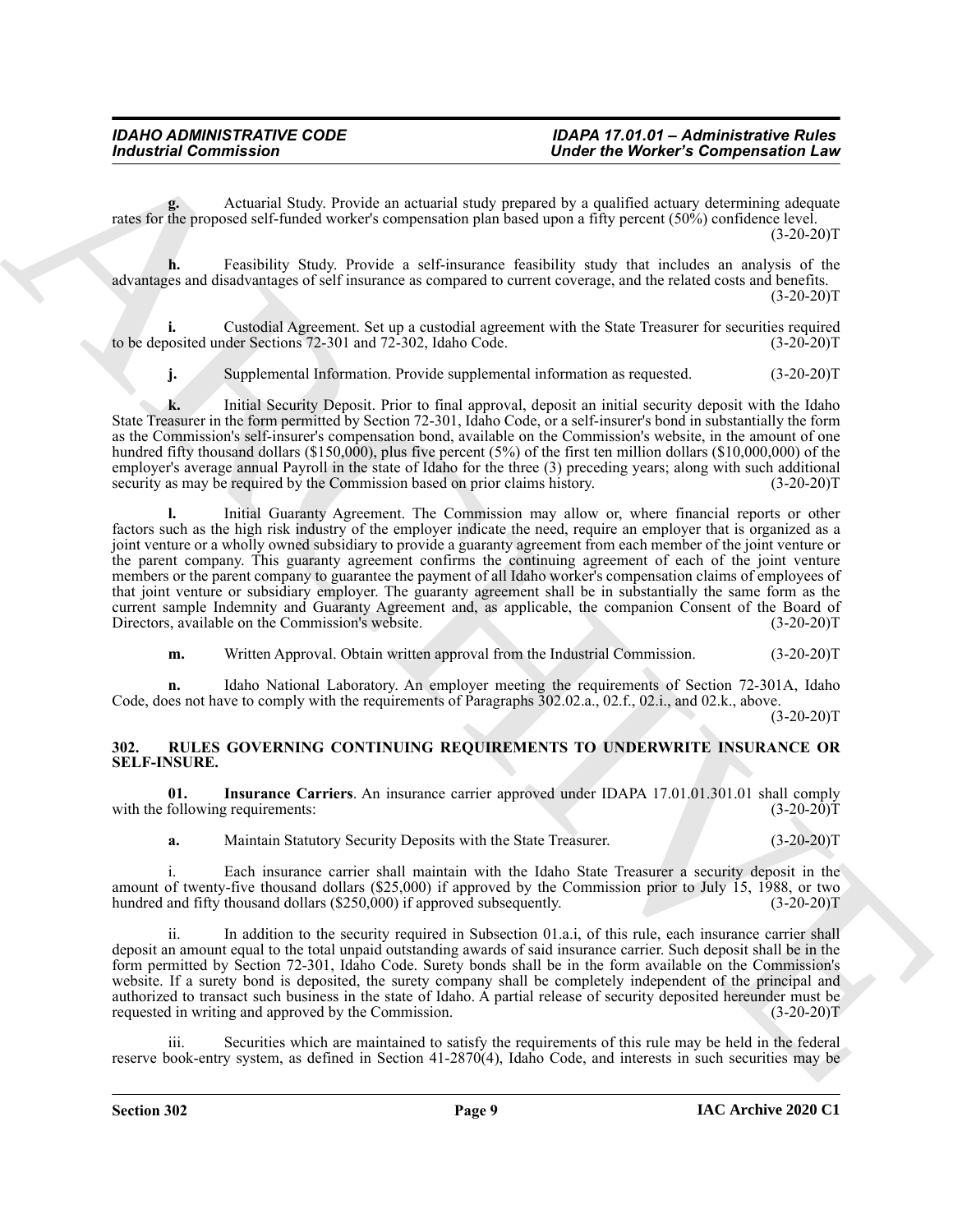**g.** Actuarial Study. Provide an actuarial study prepared by a qualified actuary determining adequate rates for the proposed self-funded worker's compensation plan based upon a fifty percent (50%) confidence level. (3-20-20)T

**h.** Feasibility Study. Provide a self-insurance feasibility study that includes an analysis of the advantages and disadvantages of self insurance as compared to current coverage, and the related costs and benefits. (3-20-20)T

**i.** Custodial Agreement. Set up a custodial agreement with the State Treasurer for securities required to be deposited under Sections 72-301 and 72-302, Idaho Code. (3-20-20)T

**j.** Supplemental Information. Provide supplemental information as requested. (3-20-20)T

**k.** Initial Security Deposit. Prior to final approval, deposit an initial security deposit with the Idaho State Treasurer in the form permitted by Section 72-301, Idaho Code, or a self-insurer's bond in substantially the form as the Commission's self-insurer's compensation bond, available on the Commission's website, in the amount of one hundred fifty thousand dollars ($150,000), plus five percent (5%) of the first ten million dollars ($10,000,000) of the employer's average annual Payroll in the state of Idaho for the three (3) preceding years; along with such additional security as may be required by the Commission based on prior claims history. (3-20-20)T

**l.** Initial Guaranty Agreement. The Commission may allow or, where financial reports or other factors such as the high risk industry of the employer indicate the need, require an employer that is organized as a joint venture or a wholly owned subsidiary to provide a guaranty agreement from each member of the joint venture or the parent company. This guaranty agreement confirms the continuing agreement of each of the joint venture members or the parent company to guarantee the payment of all Idaho worker's compensation claims of employees of that joint venture or subsidiary employer. The guaranty agreement shall be in substantially the same form as the current sample Indemnity and Guaranty Agreement and, as applicable, the companion Consent of the Board of Directors, available on the Commission's website. (3-20-20)T

**m.** Written Approval. Obtain written approval from the Industrial Commission. (3-20-20)T

**n.** Idaho National Laboratory. An employer meeting the requirements of Section 72-301A, Idaho Code, does not have to comply with the requirements of Paragraphs 302.02.a., 02.f., 02.i., and 02.k., above. (3-20-20)T

### 302. RULES GOVERNING CONTINUING REQUIREMENTS TO UNDERWRITE INSURANCE OR SELF-INSURE.

**01. Insurance Carriers**. An insurance carrier approved under IDAPA 17.01.01.301.01 shall comply with the following requirements: (3-20-20)T

**a.** Maintain Statutory Security Deposits with the State Treasurer. (3-20-20)T

i. Each insurance carrier shall maintain with the Idaho State Treasurer a security deposit in the amount of twenty-five thousand dollars ($25,000) if approved by the Commission prior to July 15, 1988, or two hundred and fifty thousand dollars ($250,000) if approved subsequently. (3-20-20)T

ii. In addition to the security required in Subsection 01.a.i, of this rule, each insurance carrier shall deposit an amount equal to the total unpaid outstanding awards of said insurance carrier. Such deposit shall be in the form permitted by Section 72-301, Idaho Code. Surety bonds shall be in the form available on the Commission's website. If a surety bond is deposited, the surety company shall be completely independent of the principal and authorized to transact such business in the state of Idaho. A partial release of security deposited hereunder must be requested in writing and approved by the Commission. (3-20-20)T

iii. Securities which are maintained to satisfy the requirements of this rule may be held in the federal reserve book-entry system, as defined in Section 41-2870(4), Idaho Code, and interests in such securities may be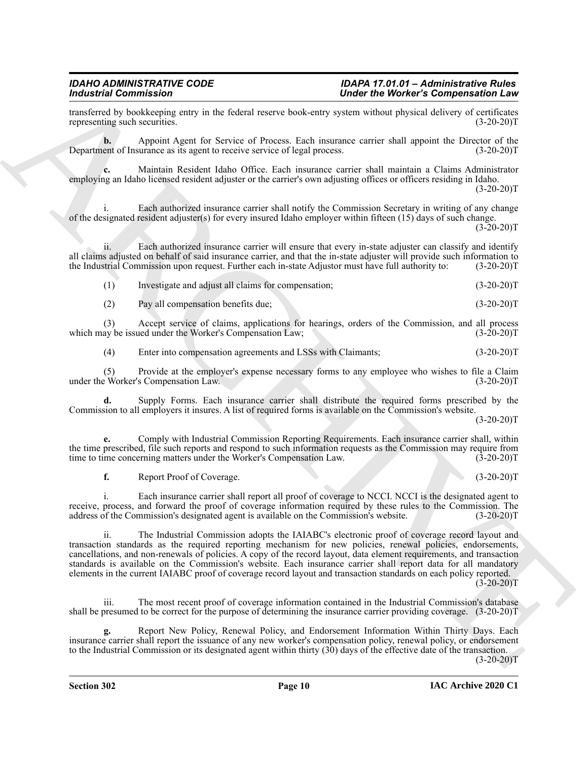transferred by bookkeeping entry in the federal reserve book-entry system without physical delivery of certificates representing such securities. (3-20-20)T

**b.** Appoint Agent for Service of Process. Each insurance carrier shall appoint the Director of the Department of Insurance as its agent to receive service of legal process. (3-20-20)T

**c.** Maintain Resident Idaho Office. Each insurance carrier shall maintain a Claims Administrator employing an Idaho licensed resident adjuster or the carrier's own adjusting offices or officers residing in Idaho. (3-20-20)T

i. Each authorized insurance carrier shall notify the Commission Secretary in writing of any change of the designated resident adjuster(s) for every insured Idaho employer within fifteen (15) days of such change. (3-20-20)T

ii. Each authorized insurance carrier will ensure that every in-state adjuster can classify and identify all claims adjusted on behalf of said insurance carrier, and that the in-state adjuster will provide such information to the Industrial Commission upon request. Further each in-state Adjustor must have full authority to: (3-20-20)T

(1) Investigate and adjust all claims for compensation; (3-20-20)T

(2) Pay all compensation benefits due; (3-20-20)T

(3) Accept service of claims, applications for hearings, orders of the Commission, and all process which may be issued under the Worker's Compensation Law; (3-20-20)T

(4) Enter into compensation agreements and LSSs with Claimants; (3-20-20)T

(5) Provide at the employer's expense necessary forms to any employee who wishes to file a Claim under the Worker's Compensation Law. (3-20-20)T

**d.** Supply Forms. Each insurance carrier shall distribute the required forms prescribed by the Commission to all employers it insures. A list of required forms is available on the Commission's website. (3-20-20)T

**e.** Comply with Industrial Commission Reporting Requirements. Each insurance carrier shall, within the time prescribed, file such reports and respond to such information requests as the Commission may require from time to time concerning matters under the Worker's Compensation Law. (3-20-20)T

**f.** Report Proof of Coverage. (3-20-20)T

i. Each insurance carrier shall report all proof of coverage to NCCI. NCCI is the designated agent to receive, process, and forward the proof of coverage information required by these rules to the Commission. The address of the Commission's designated agent is available on the Commission's website. (3-20-20)T

ii. The Industrial Commission adopts the IAIABC's electronic proof of coverage record layout and transaction standards as the required reporting mechanism for new policies, renewal policies, endorsements, cancellations, and non-renewals of policies. A copy of the record layout, data element requirements, and transaction standards is available on the Commission's website. Each insurance carrier shall report data for all mandatory elements in the current IAIABC proof of coverage record layout and transaction standards on each policy reported. (3-20-20)T

iii. The most recent proof of coverage information contained in the Industrial Commission's database shall be presumed to be correct for the purpose of determining the insurance carrier providing coverage. (3-20-20)T

**g.** Report New Policy, Renewal Policy, and Endorsement Information Within Thirty Days. Each insurance carrier shall report the issuance of any new worker's compensation policy, renewal policy, or endorsement to the Industrial Commission or its designated agent within thirty (30) days of the effective date of the transaction. (3-20-20)T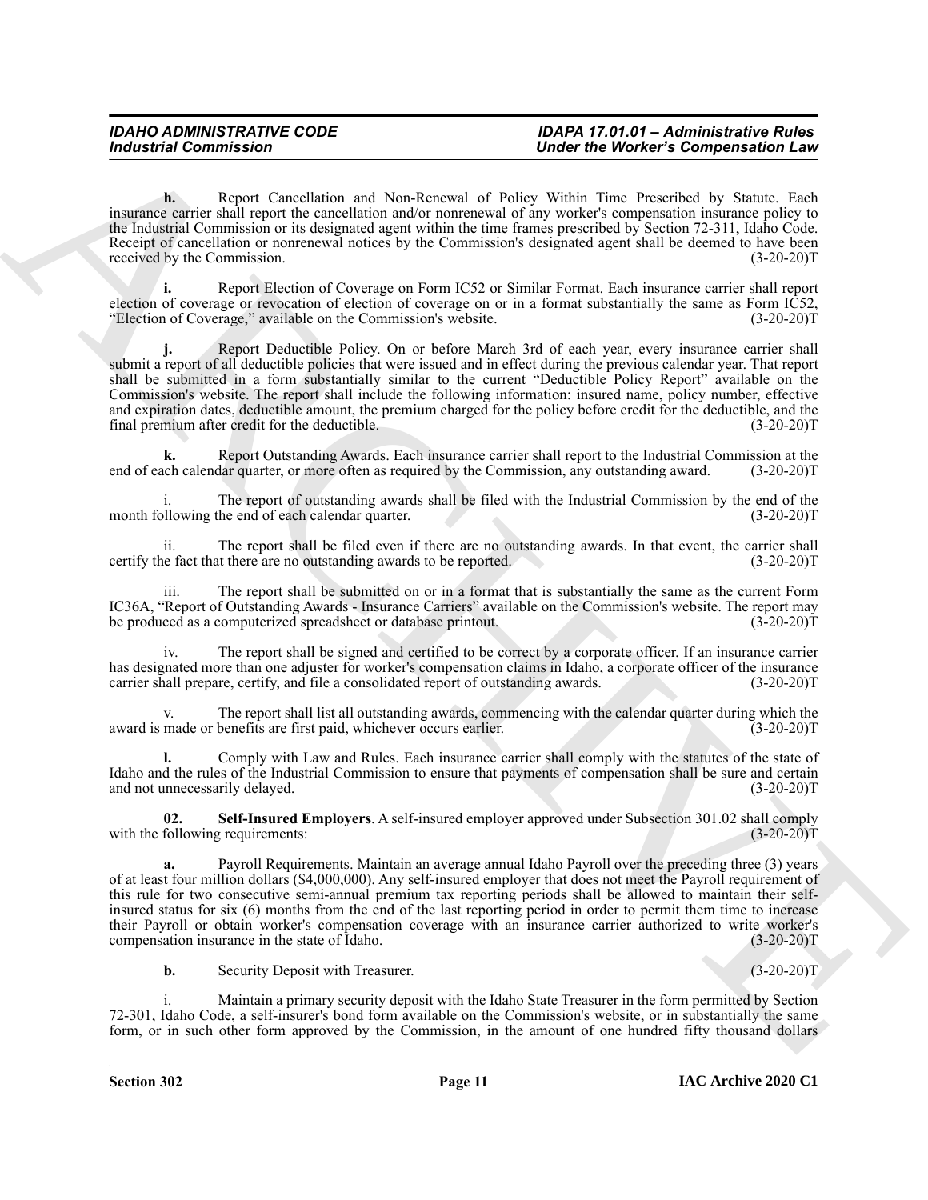**h.** Report Cancellation and Non-Renewal of Policy Within Time Prescribed by Statute. Each insurance carrier shall report the cancellation and/or nonrenewal of any worker's compensation insurance policy to the Industrial Commission or its designated agent within the time frames prescribed by Section 72-311, Idaho Code. Receipt of cancellation or nonrenewal notices by the Commission's designated agent shall be deemed to have been received by the Commission. (3-20-20)T

**i.** Report Election of Coverage on Form IC52 or Similar Format. Each insurance carrier shall report election of coverage or revocation of election of coverage on or in a format substantially the same as Form IC52, "Election of Coverage," available on the Commission's website. (3-20-20)T

**j.** Report Deductible Policy. On or before March 3rd of each year, every insurance carrier shall submit a report of all deductible policies that were issued and in effect during the previous calendar year. That report shall be submitted in a form substantially similar to the current "Deductible Policy Report" available on the Commission's website. The report shall include the following information: insured name, policy number, effective and expiration dates, deductible amount, the premium charged for the policy before credit for the deductible, and the final premium after credit for the deductible. (3-20-20)T

**k.** Report Outstanding Awards. Each insurance carrier shall report to the Industrial Commission at the end of each calendar quarter, or more often as required by the Commission, any outstanding award. (3-20-20)T

i. The report of outstanding awards shall be filed with the Industrial Commission by the end of the month following the end of each calendar quarter. (3-20-20)T

ii. The report shall be filed even if there are no outstanding awards. In that event, the carrier shall certify the fact that there are no outstanding awards to be reported. (3-20-20)T

iii. The report shall be submitted on or in a format that is substantially the same as the current Form IC36A, "Report of Outstanding Awards - Insurance Carriers" available on the Commission's website. The report may be produced as a computerized spreadsheet or database printout. (3-20-20)T

iv. The report shall be signed and certified to be correct by a corporate officer. If an insurance carrier has designated more than one adjuster for worker's compensation claims in Idaho, a corporate officer of the insurance carrier shall prepare, certify, and file a consolidated report of outstanding awards. (3-20-20)T

v. The report shall list all outstanding awards, commencing with the calendar quarter during which the award is made or benefits are first paid, whichever occurs earlier. (3-20-20)T

**l.** Comply with Law and Rules. Each insurance carrier shall comply with the statutes of the state of Idaho and the rules of the Industrial Commission to ensure that payments of compensation shall be sure and certain and not unnecessarily delayed. (3-20-20)T

**02. Self-Insured Employers**. A self-insured employer approved under Subsection 301.02 shall comply with the following requirements: (3-20-20)T

**a.** Payroll Requirements. Maintain an average annual Idaho Payroll over the preceding three (3) years of at least four million dollars ($4,000,000). Any self-insured employer that does not meet the Payroll requirement of this rule for two consecutive semi-annual premium tax reporting periods shall be allowed to maintain their self-insured status for six (6) months from the end of the last reporting period in order to permit them time to increase their Payroll or obtain worker's compensation coverage with an insurance carrier authorized to write worker's compensation insurance in the state of Idaho. (3-20-20)T

**b.** Security Deposit with Treasurer. (3-20-20)T

i. Maintain a primary security deposit with the Idaho State Treasurer in the form permitted by Section 72-301, Idaho Code, a self-insurer's bond form available on the Commission's website, or in substantially the same form, or in such other form approved by the Commission, in the amount of one hundred fifty thousand dollars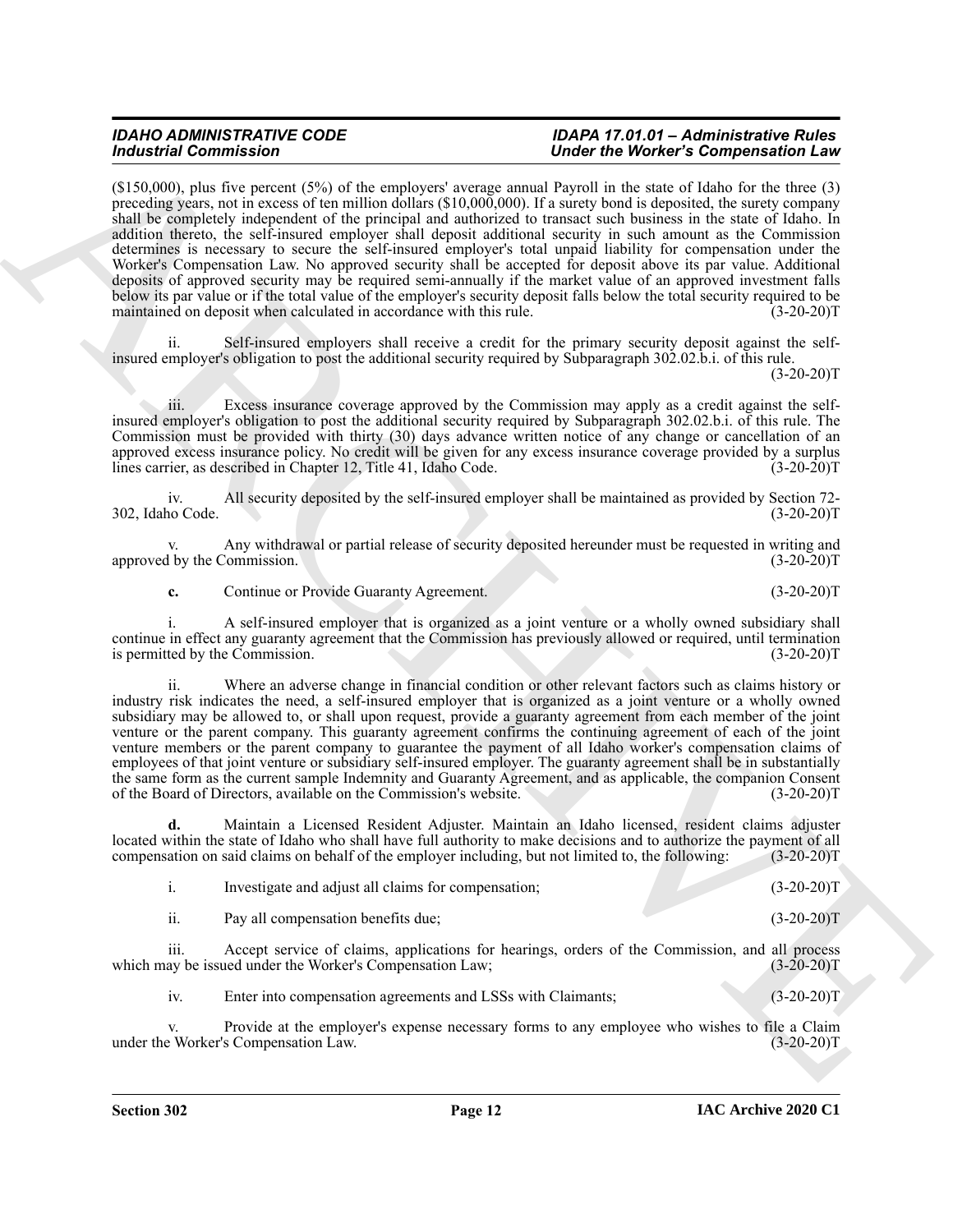($150,000), plus five percent (5%) of the employers' average annual Payroll in the state of Idaho for the three (3) preceding years, not in excess of ten million dollars ($10,000,000). If a surety bond is deposited, the surety company shall be completely independent of the principal and authorized to transact such business in the state of Idaho. In addition thereto, the self-insured employer shall deposit additional security in such amount as the Commission determines is necessary to secure the self-insured employer's total unpaid liability for compensation under the Worker's Compensation Law. No approved security shall be accepted for deposit above its par value. Additional deposits of approved security may be required semi-annually if the market value of an approved investment falls below its par value or if the total value of the employer's security deposit falls below the total security required to be maintained on deposit when calculated in accordance with this rule. (3-20-20)T

ii. Self-insured employers shall receive a credit for the primary security deposit against the self-insured employer's obligation to post the additional security required by Subparagraph 302.02.b.i. of this rule. (3-20-20)T

iii. Excess insurance coverage approved by the Commission may apply as a credit against the self-insured employer's obligation to post the additional security required by Subparagraph 302.02.b.i. of this rule. The Commission must be provided with thirty (30) days advance written notice of any change or cancellation of an approved excess insurance policy. No credit will be given for any excess insurance coverage provided by a surplus lines carrier, as described in Chapter 12, Title 41, Idaho Code. (3-20-20)T

iv. All security deposited by the self-insured employer shall be maintained as provided by Section 72-302, Idaho Code. (3-20-20)T

v. Any withdrawal or partial release of security deposited hereunder must be requested in writing and approved by the Commission. (3-20-20)T

**c.** Continue or Provide Guaranty Agreement. (3-20-20)T

i. A self-insured employer that is organized as a joint venture or a wholly owned subsidiary shall continue in effect any guaranty agreement that the Commission has previously allowed or required, until termination is permitted by the Commission. (3-20-20)T

ii. Where an adverse change in financial condition or other relevant factors such as claims history or industry risk indicates the need, a self-insured employer that is organized as a joint venture or a wholly owned subsidiary may be allowed to, or shall upon request, provide a guaranty agreement from each member of the joint venture or the parent company. This guaranty agreement confirms the continuing agreement of each of the joint venture members or the parent company to guarantee the payment of all Idaho worker's compensation claims of employees of that joint venture or subsidiary self-insured employer. The guaranty agreement shall be in substantially the same form as the current sample Indemnity and Guaranty Agreement, and as applicable, the companion Consent of the Board of Directors, available on the Commission's website. (3-20-20)T

**d.** Maintain a Licensed Resident Adjuster. Maintain an Idaho licensed, resident claims adjuster located within the state of Idaho who shall have full authority to make decisions and to authorize the payment of all compensation on said claims on behalf of the employer including, but not limited to, the following: (3-20-20)T

i. Investigate and adjust all claims for compensation; (3-20-20)T

ii. Pay all compensation benefits due; (3-20-20)T

iii. Accept service of claims, applications for hearings, orders of the Commission, and all process which may be issued under the Worker's Compensation Law; (3-20-20)T

iv. Enter into compensation agreements and LSSs with Claimants; (3-20-20)T

v. Provide at the employer's expense necessary forms to any employee who wishes to file a Claim under the Worker's Compensation Law. (3-20-20)T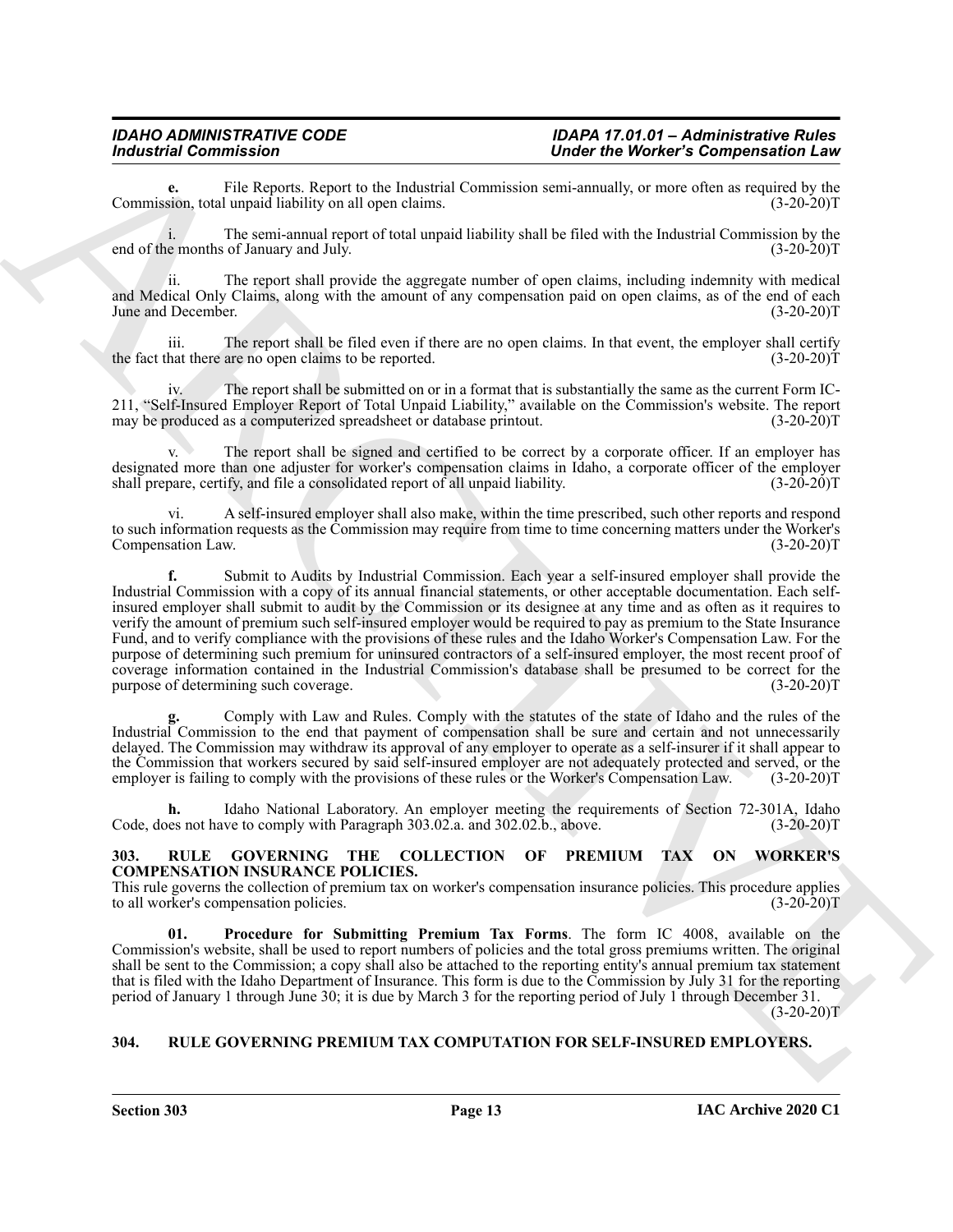**e.** File Reports. Report to the Industrial Commission semi-annually, or more often as required by the Commission, total unpaid liability on all open claims. (3-20-20)T

i. The semi-annual report of total unpaid liability shall be filed with the Industrial Commission by the end of the months of January and July. (3-20-20)T

ii. The report shall provide the aggregate number of open claims, including indemnity with medical and Medical Only Claims, along with the amount of any compensation paid on open claims, as of the end of each June and December. (3-20-20)T

iii. The report shall be filed even if there are no open claims. In that event, the employer shall certify the fact that there are no open claims to be reported. (3-20-20)T

iv. The report shall be submitted on or in a format that is substantially the same as the current Form IC-211, "Self-Insured Employer Report of Total Unpaid Liability," available on the Commission's website. The report may be produced as a computerized spreadsheet or database printout. (3-20-20)T

v. The report shall be signed and certified to be correct by a corporate officer. If an employer has designated more than one adjuster for worker's compensation claims in Idaho, a corporate officer of the employer shall prepare, certify, and file a consolidated report of all unpaid liability. (3-20-20)T

vi. A self-insured employer shall also make, within the time prescribed, such other reports and respond to such information requests as the Commission may require from time to time concerning matters under the Worker's Compensation Law. (3-20-20)T

**f.** Submit to Audits by Industrial Commission. Each year a self-insured employer shall provide the Industrial Commission with a copy of its annual financial statements, or other acceptable documentation. Each self-insured employer shall submit to audit by the Commission or its designee at any time and as often as it requires to verify the amount of premium such self-insured employer would be required to pay as premium to the State Insurance Fund, and to verify compliance with the provisions of these rules and the Idaho Worker's Compensation Law. For the purpose of determining such premium for uninsured contractors of a self-insured employer, the most recent proof of coverage information contained in the Industrial Commission's database shall be presumed to be correct for the purpose of determining such coverage. (3-20-20)T

**g.** Comply with Law and Rules. Comply with the statutes of the state of Idaho and the rules of the Industrial Commission to the end that payment of compensation shall be sure and certain and not unnecessarily delayed. The Commission may withdraw its approval of any employer to operate as a self-insurer if it shall appear to the Commission that workers secured by said self-insured employer are not adequately protected and served, or the employer is failing to comply with the provisions of these rules or the Worker's Compensation Law. (3-20-20)T

**h.** Idaho National Laboratory. An employer meeting the requirements of Section 72-301A, Idaho Code, does not have to comply with Paragraph 303.02.a. and 302.02.b., above. (3-20-20)T

### 303. RULE GOVERNING THE COLLECTION OF PREMIUM TAX ON WORKER'S COMPENSATION INSURANCE POLICIES.

This rule governs the collection of premium tax on worker's compensation insurance policies. This procedure applies to all worker's compensation policies. (3-20-20)T

**01. Procedure for Submitting Premium Tax Forms**. The form IC 4008, available on the Commission's website, shall be used to report numbers of policies and the total gross premiums written. The original shall be sent to the Commission; a copy shall also be attached to the reporting entity's annual premium tax statement that is filed with the Idaho Department of Insurance. This form is due to the Commission by July 31 for the reporting period of January 1 through June 30; it is due by March 3 for the reporting period of July 1 through December 31. (3-20-20)T

### 304. RULE GOVERNING PREMIUM TAX COMPUTATION FOR SELF-INSURED EMPLOYERS.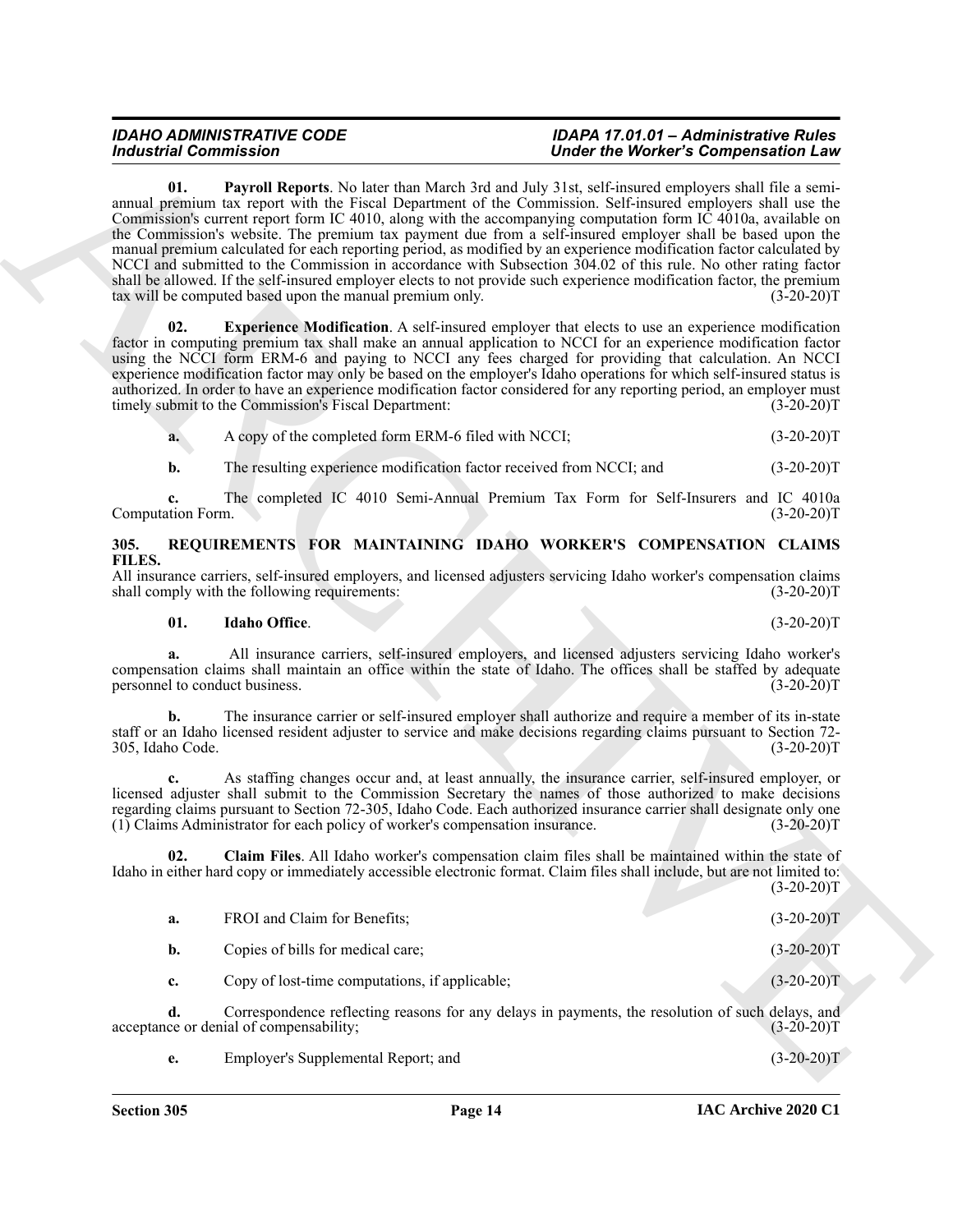**01. Payroll Reports**. No later than March 3rd and July 31st, self-insured employers shall file a semi-annual premium tax report with the Fiscal Department of the Commission. Self-insured employers shall use the Commission's current report form IC 4010, along with the accompanying computation form IC 4010a, available on the Commission's website. The premium tax payment due from a self-insured employer shall be based upon the manual premium calculated for each reporting period, as modified by an experience modification factor calculated by NCCI and submitted to the Commission in accordance with Subsection 304.02 of this rule. No other rating factor shall be allowed. If the self-insured employer elects to not provide such experience modification factor, the premium tax will be computed based upon the manual premium only. (3-20-20)T

**02. Experience Modification**. A self-insured employer that elects to use an experience modification factor in computing premium tax shall make an annual application to NCCI for an experience modification factor using the NCCI form ERM-6 and paying to NCCI any fees charged for providing that calculation. An NCCI experience modification factor may only be based on the employer's Idaho operations for which self-insured status is authorized. In order to have an experience modification factor considered for any reporting period, an employer must timely submit to the Commission's Fiscal Department: (3-20-20)T

**a.** A copy of the completed form ERM-6 filed with NCCI; (3-20-20)T

**b.** The resulting experience modification factor received from NCCI; and (3-20-20)T

**c.** The completed IC 4010 Semi-Annual Premium Tax Form for Self-Insurers and IC 4010a Computation Form. (3-20-20)T

## 305. REQUIREMENTS FOR MAINTAINING IDAHO WORKER'S COMPENSATION CLAIMS FILES.

All insurance carriers, self-insured employers, and licensed adjusters servicing Idaho worker's compensation claims shall comply with the following requirements: (3-20-20)T

**01. Idaho Office**. (3-20-20)T

**a.** All insurance carriers, self-insured employers, and licensed adjusters servicing Idaho worker's compensation claims shall maintain an office within the state of Idaho. The offices shall be staffed by adequate personnel to conduct business. (3-20-20)T

**b.** The insurance carrier or self-insured employer shall authorize and require a member of its in-state staff or an Idaho licensed resident adjuster to service and make decisions regarding claims pursuant to Section 72-305, Idaho Code. (3-20-20)T

**c.** As staffing changes occur and, at least annually, the insurance carrier, self-insured employer, or licensed adjuster shall submit to the Commission Secretary the names of those authorized to make decisions regarding claims pursuant to Section 72-305, Idaho Code. Each authorized insurance carrier shall designate only one (1) Claims Administrator for each policy of worker's compensation insurance. (3-20-20)T

**02. Claim Files**. All Idaho worker's compensation claim files shall be maintained within the state of Idaho in either hard copy or immediately accessible electronic format. Claim files shall include, but are not limited to: (3-20-20)T

**a.** FROI and Claim for Benefits; (3-20-20)T

**b.** Copies of bills for medical care; (3-20-20)T

**c.** Copy of lost-time computations, if applicable; (3-20-20)T

**d.** Correspondence reflecting reasons for any delays in payments, the resolution of such delays, and acceptance or denial of compensability; (3-20-20)T

**e.** Employer's Supplemental Report; and (3-20-20)T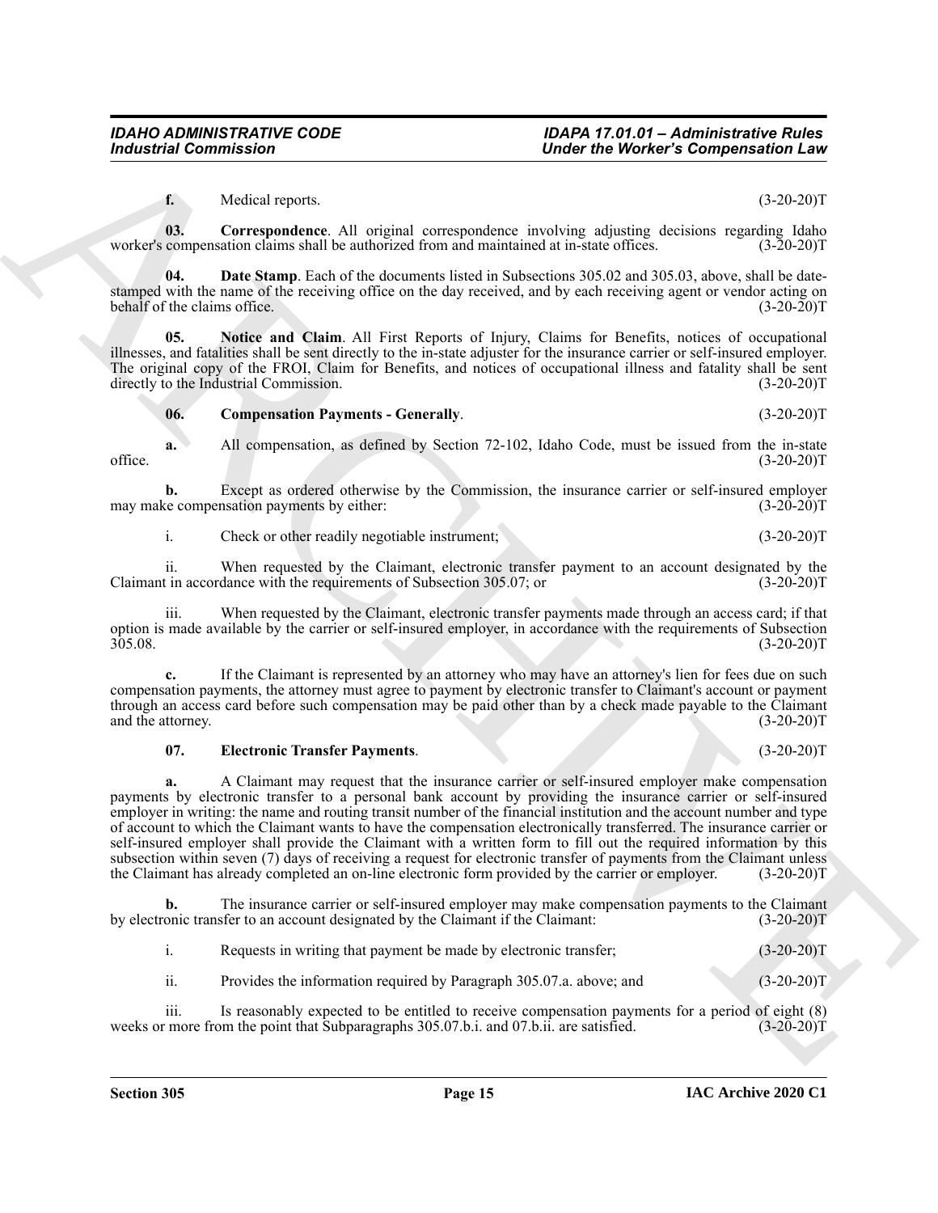**f.** Medical reports. (3-20-20)T

**03. Correspondence**. All original correspondence involving adjusting decisions regarding Idaho worker's compensation claims shall be authorized from and maintained at in-state offices. (3-20-20)T

**04. Date Stamp**. Each of the documents listed in Subsections 305.02 and 305.03, above, shall be date-stamped with the name of the receiving office on the day received, and by each receiving agent or vendor acting on behalf of the claims office. (3-20-20)T

**05. Notice and Claim**. All First Reports of Injury, Claims for Benefits, notices of occupational illnesses, and fatalities shall be sent directly to the in-state adjuster for the insurance carrier or self-insured employer. The original copy of the FROI, Claim for Benefits, and notices of occupational illness and fatality shall be sent directly to the Industrial Commission. (3-20-20)T

**06. Compensation Payments - Generally**. (3-20-20)T

**a.** All compensation, as defined by Section 72-102, Idaho Code, must be issued from the in-state office. (3-20-20)T

**b.** Except as ordered otherwise by the Commission, the insurance carrier or self-insured employer may make compensation payments by either: (3-20-20)T

i. Check or other readily negotiable instrument; (3-20-20)T

ii. When requested by the Claimant, electronic transfer payment to an account designated by the Claimant in accordance with the requirements of Subsection 305.07; or (3-20-20)T

iii. When requested by the Claimant, electronic transfer payments made through an access card; if that option is made available by the carrier or self-insured employer, in accordance with the requirements of Subsection 305.08. (3-20-20)T

**c.** If the Claimant is represented by an attorney who may have an attorney's lien for fees due on such compensation payments, the attorney must agree to payment by electronic transfer to Claimant's account or payment through an access card before such compensation may be paid other than by a check made payable to the Claimant and the attorney. (3-20-20)T

**07. Electronic Transfer Payments**. (3-20-20)T

**a.** A Claimant may request that the insurance carrier or self-insured employer make compensation payments by electronic transfer to a personal bank account by providing the insurance carrier or self-insured employer in writing: the name and routing transit number of the financial institution and the account number and type of account to which the Claimant wants to have the compensation electronically transferred. The insurance carrier or self-insured employer shall provide the Claimant with a written form to fill out the required information by this subsection within seven (7) days of receiving a request for electronic transfer of payments from the Claimant unless the Claimant has already completed an on-line electronic form provided by the carrier or employer. (3-20-20)T

**b.** The insurance carrier or self-insured employer may make compensation payments to the Claimant by electronic transfer to an account designated by the Claimant if the Claimant: (3-20-20)T

i. Requests in writing that payment be made by electronic transfer; (3-20-20)T

ii. Provides the information required by Paragraph 305.07.a. above; and (3-20-20)T

iii. Is reasonably expected to be entitled to receive compensation payments for a period of eight (8) weeks or more from the point that Subparagraphs 305.07.b.i. and 07.b.ii. are satisfied. (3-20-20)T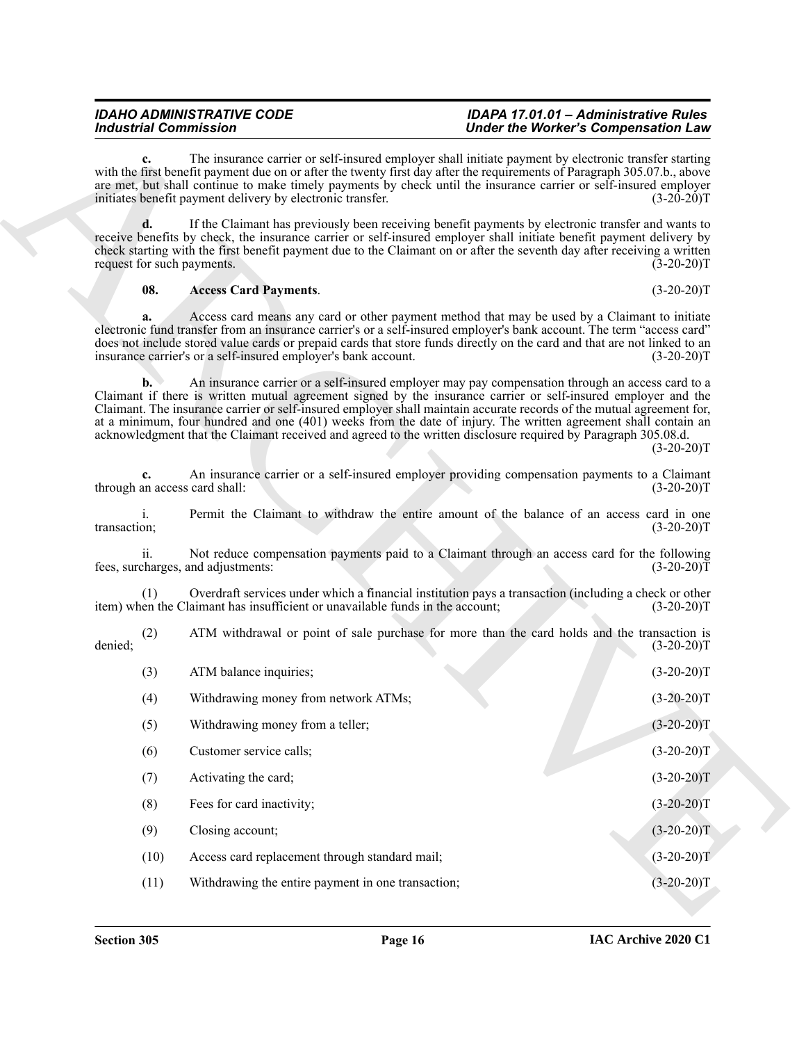**c.** The insurance carrier or self-insured employer shall initiate payment by electronic transfer starting with the first benefit payment due on or after the twenty first day after the requirements of Paragraph 305.07.b., above are met, but shall continue to make timely payments by check until the insurance carrier or self-insured employer initiates benefit payment delivery by electronic transfer. (3-20-20)T

**d.** If the Claimant has previously been receiving benefit payments by electronic transfer and wants to receive benefits by check, the insurance carrier or self-insured employer shall initiate benefit payment delivery by check starting with the first benefit payment due to the Claimant on or after the seventh day after receiving a written request for such payments. (3-20-20)T

**08. Access Card Payments**. (3-20-20)T

**a.** Access card means any card or other payment method that may be used by a Claimant to initiate electronic fund transfer from an insurance carrier's or a self-insured employer's bank account. The term "access card" does not include stored value cards or prepaid cards that store funds directly on the card and that are not linked to an insurance carrier's or a self-insured employer's bank account. (3-20-20)T

**b.** An insurance carrier or a self-insured employer may pay compensation through an access card to a Claimant if there is written mutual agreement signed by the insurance carrier or self-insured employer and the Claimant. The insurance carrier or self-insured employer shall maintain accurate records of the mutual agreement for, at a minimum, four hundred and one (401) weeks from the date of injury. The written agreement shall contain an acknowledgment that the Claimant received and agreed to the written disclosure required by Paragraph 305.08.d. (3-20-20)T

**c.** An insurance carrier or a self-insured employer providing compensation payments to a Claimant through an access card shall: (3-20-20)T

i. Permit the Claimant to withdraw the entire amount of the balance of an access card in one transaction; (3-20-20)T

ii. Not reduce compensation payments paid to a Claimant through an access card for the following fees, surcharges, and adjustments: (3-20-20)T

(1) Overdraft services under which a financial institution pays a transaction (including a check or other item) when the Claimant has insufficient or unavailable funds in the account; (3-20-20)T

(2) ATM withdrawal or point of sale purchase for more than the card holds and the transaction is denied; (3-20-20)T

(3) ATM balance inquiries; (3-20-20)T

(4) Withdrawing money from network ATMs; (3-20-20)T

(5) Withdrawing money from a teller; (3-20-20)T

(6) Customer service calls; (3-20-20)T

(7) Activating the card; (3-20-20)T

(8) Fees for card inactivity; (3-20-20)T

(9) Closing account; (3-20-20)T

(10) Access card replacement through standard mail; (3-20-20)T

(11) Withdrawing the entire payment in one transaction; (3-20-20)T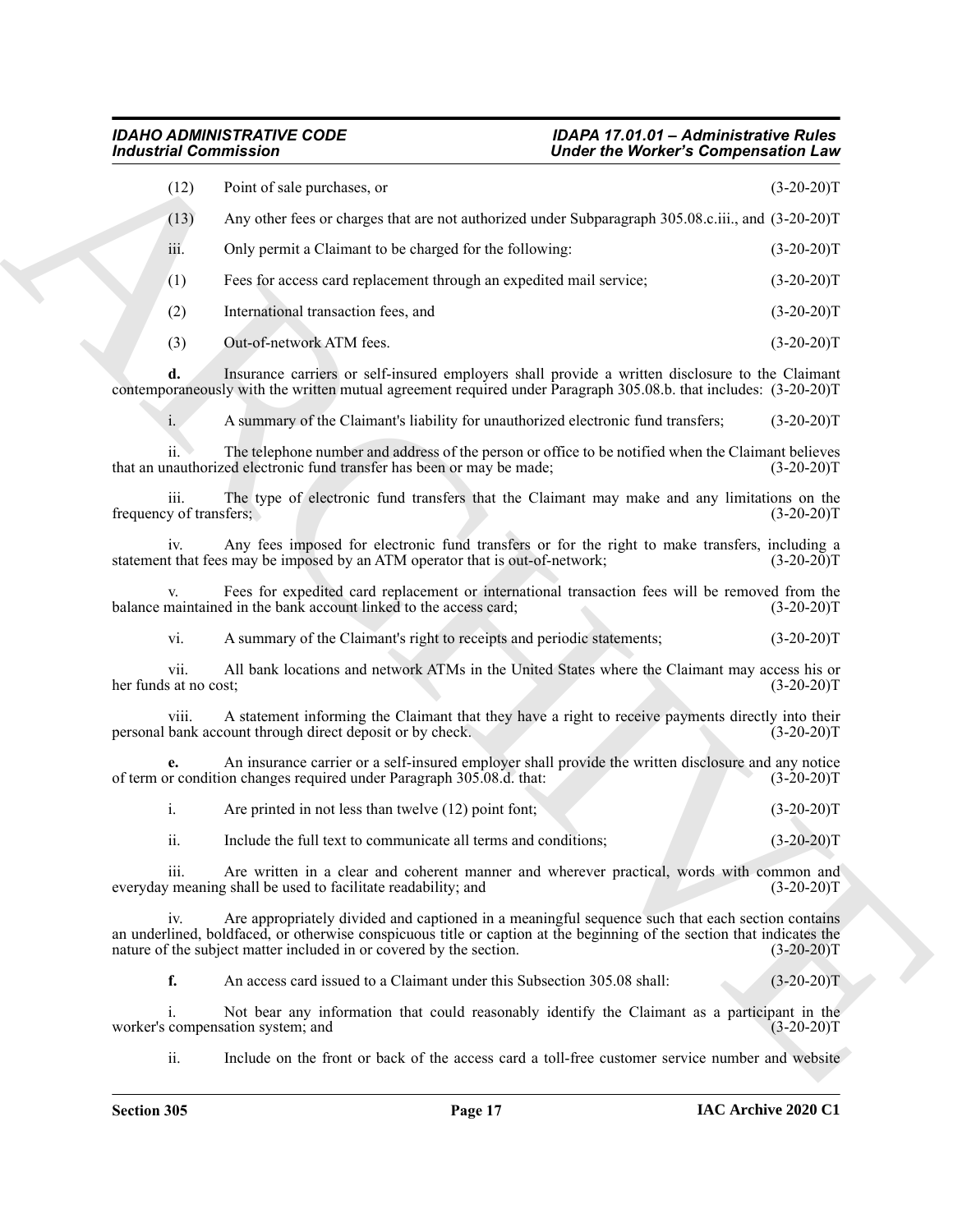(12) Point of sale purchases, or (3-20-20)T

(13) Any other fees or charges that are not authorized under Subparagraph 305.08.c.iii., and (3-20-20)T

iii. Only permit a Claimant to be charged for the following: (3-20-20)T

(1) Fees for access card replacement through an expedited mail service; (3-20-20)T

(2) International transaction fees, and (3-20-20)T

(3) Out-of-network ATM fees. (3-20-20)T

**d.** Insurance carriers or self-insured employers shall provide a written disclosure to the Claimant contemporaneously with the written mutual agreement required under Paragraph 305.08.b. that includes: (3-20-20)T

i. A summary of the Claimant's liability for unauthorized electronic fund transfers; (3-20-20)T

ii. The telephone number and address of the person or office to be notified when the Claimant believes that an unauthorized electronic fund transfer has been or may be made; (3-20-20)T

iii. The type of electronic fund transfers that the Claimant may make and any limitations on the frequency of transfers; (3-20-20)T

iv. Any fees imposed for electronic fund transfers or for the right to make transfers, including a statement that fees may be imposed by an ATM operator that is out-of-network; (3-20-20)T

v. Fees for expedited card replacement or international transaction fees will be removed from the balance maintained in the bank account linked to the access card; (3-20-20)T

vi. A summary of the Claimant's right to receipts and periodic statements; (3-20-20)T

vii. All bank locations and network ATMs in the United States where the Claimant may access his or her funds at no cost; (3-20-20)T

viii. A statement informing the Claimant that they have a right to receive payments directly into their personal bank account through direct deposit or by check. (3-20-20)T

**e.** An insurance carrier or a self-insured employer shall provide the written disclosure and any notice of term or condition changes required under Paragraph 305.08.d. that: (3-20-20)T

i. Are printed in not less than twelve (12) point font; (3-20-20)T

ii. Include the full text to communicate all terms and conditions; (3-20-20)T

iii. Are written in a clear and coherent manner and wherever practical, words with common and everyday meaning shall be used to facilitate readability; and (3-20-20)T

iv. Are appropriately divided and captioned in a meaningful sequence such that each section contains an underlined, boldfaced, or otherwise conspicuous title or caption at the beginning of the section that indicates the nature of the subject matter included in or covered by the section. (3-20-20)T

**f.** An access card issued to a Claimant under this Subsection 305.08 shall: (3-20-20)T

i. Not bear any information that could reasonably identify the Claimant as a participant in the worker's compensation system; and (3-20-20)T

ii. Include on the front or back of the access card a toll-free customer service number and website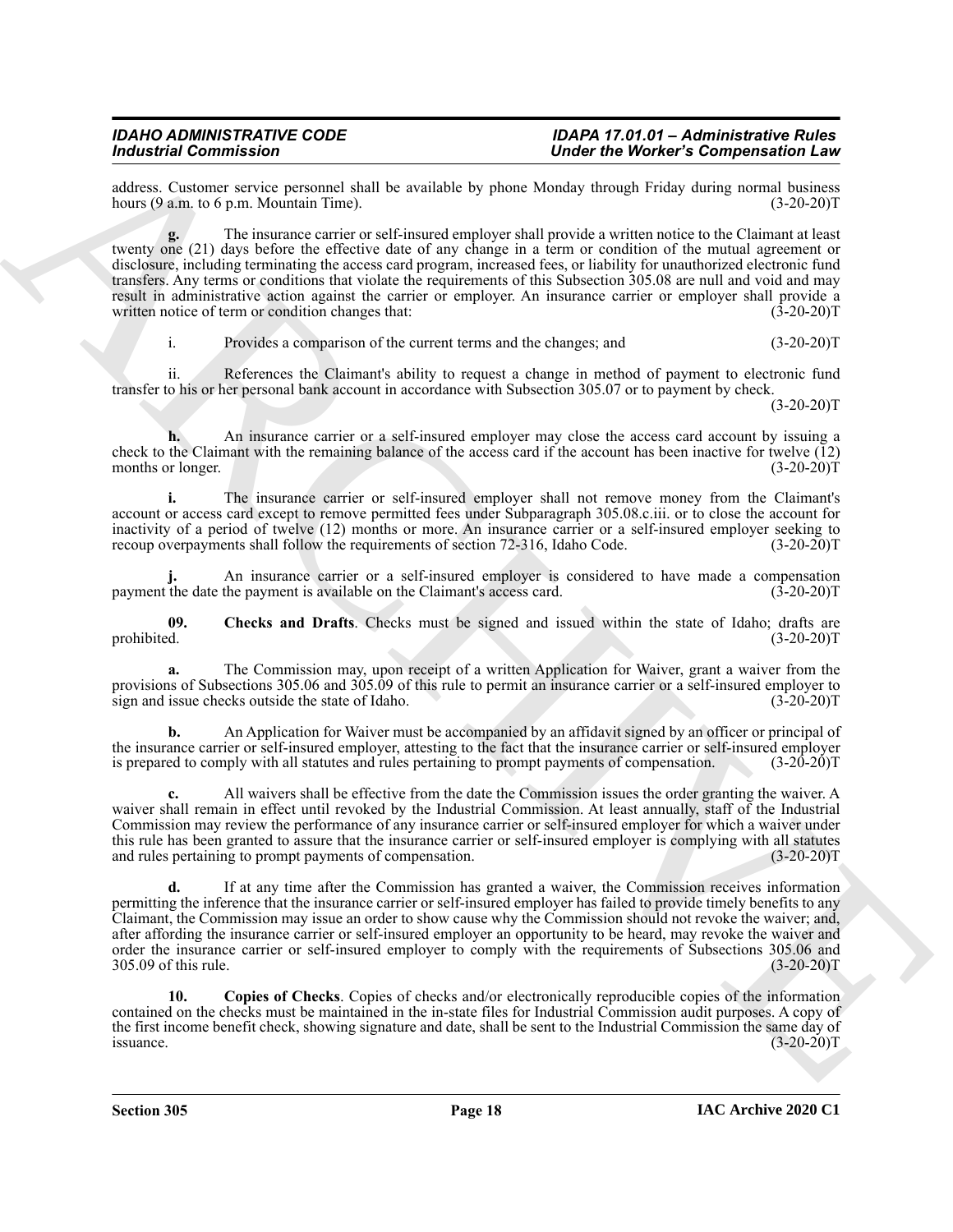address. Customer service personnel shall be available by phone Monday through Friday during normal business hours (9 a.m. to 6 p.m. Mountain Time). (3-20-20)T

**g.** The insurance carrier or self-insured employer shall provide a written notice to the Claimant at least twenty one (21) days before the effective date of any change in a term or condition of the mutual agreement or disclosure, including terminating the access card program, increased fees, or liability for unauthorized electronic fund transfers. Any terms or conditions that violate the requirements of this Subsection 305.08 are null and void and may result in administrative action against the carrier or employer. An insurance carrier or employer shall provide a written notice of term or condition changes that: (3-20-20)T

i. Provides a comparison of the current terms and the changes; and (3-20-20)T

ii. References the Claimant's ability to request a change in method of payment to electronic fund transfer to his or her personal bank account in accordance with Subsection 305.07 or to payment by check. (3-20-20)T

**h.** An insurance carrier or a self-insured employer may close the access card account by issuing a check to the Claimant with the remaining balance of the access card if the account has been inactive for twelve (12) months or longer. (3-20-20)T

**i.** The insurance carrier or self-insured employer shall not remove money from the Claimant's account or access card except to remove permitted fees under Subparagraph 305.08.c.iii. or to close the account for inactivity of a period of twelve (12) months or more. An insurance carrier or a self-insured employer seeking to recoup overpayments shall follow the requirements of section 72-316, Idaho Code. (3-20-20)T

**j.** An insurance carrier or a self-insured employer is considered to have made a compensation payment the date the payment is available on the Claimant's access card. (3-20-20)T

**09. Checks and Drafts**. Checks must be signed and issued within the state of Idaho; drafts are prohibited. (3-20-20)T

**a.** The Commission may, upon receipt of a written Application for Waiver, grant a waiver from the provisions of Subsections 305.06 and 305.09 of this rule to permit an insurance carrier or a self-insured employer to sign and issue checks outside the state of Idaho. (3-20-20)T

**b.** An Application for Waiver must be accompanied by an affidavit signed by an officer or principal of the insurance carrier or self-insured employer, attesting to the fact that the insurance carrier or self-insured employer is prepared to comply with all statutes and rules pertaining to prompt payments of compensation. (3-20-20)T

**c.** All waivers shall be effective from the date the Commission issues the order granting the waiver. A waiver shall remain in effect until revoked by the Industrial Commission. At least annually, staff of the Industrial Commission may review the performance of any insurance carrier or self-insured employer for which a waiver under this rule has been granted to assure that the insurance carrier or self-insured employer is complying with all statutes and rules pertaining to prompt payments of compensation. (3-20-20)T

**d.** If at any time after the Commission has granted a waiver, the Commission receives information permitting the inference that the insurance carrier or self-insured employer has failed to provide timely benefits to any Claimant, the Commission may issue an order to show cause why the Commission should not revoke the waiver; and, after affording the insurance carrier or self-insured employer an opportunity to be heard, may revoke the waiver and order the insurance carrier or self-insured employer to comply with the requirements of Subsections 305.06 and 305.09 of this rule. (3-20-20)T

**10. Copies of Checks**. Copies of checks and/or electronically reproducible copies of the information contained on the checks must be maintained in the in-state files for Industrial Commission audit purposes. A copy of the first income benefit check, showing signature and date, shall be sent to the Industrial Commission the same day of issuance. (3-20-20)T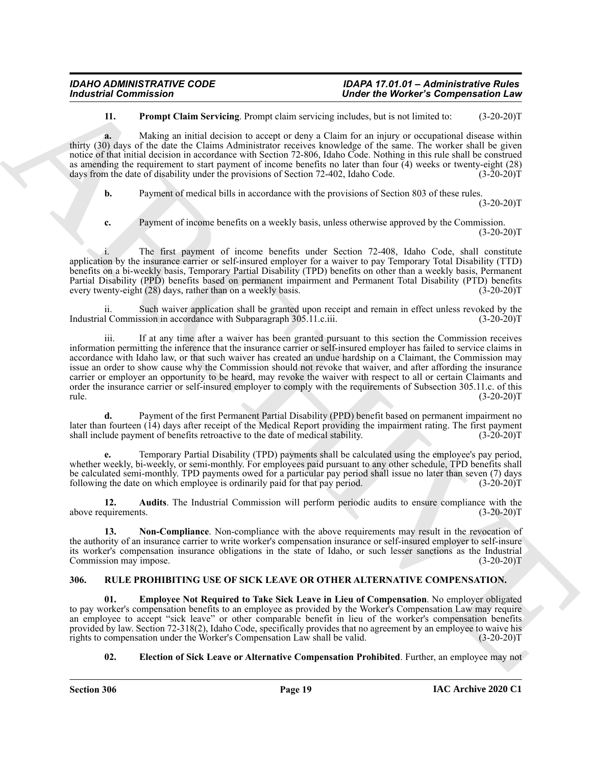**11. Prompt Claim Servicing**. Prompt claim servicing includes, but is not limited to: (3-20-20)T

**a.** Making an initial decision to accept or deny a Claim for an injury or occupational disease within thirty (30) days of the date the Claims Administrator receives knowledge of the same. The worker shall be given notice of that initial decision in accordance with Section 72-806, Idaho Code. Nothing in this rule shall be construed as amending the requirement to start payment of income benefits no later than four (4) weeks or twenty-eight (28) days from the date of disability under the provisions of Section 72-402, Idaho Code. (3-20-20)T

**b.** Payment of medical bills in accordance with the provisions of Section 803 of these rules. (3-20-20)T

**c.** Payment of income benefits on a weekly basis, unless otherwise approved by the Commission. (3-20-20)T

i. The first payment of income benefits under Section 72-408, Idaho Code, shall constitute application by the insurance carrier or self-insured employer for a waiver to pay Temporary Total Disability (TTD) benefits on a bi-weekly basis, Temporary Partial Disability (TPD) benefits on other than a weekly basis, Permanent Partial Disability (PPD) benefits based on permanent impairment and Permanent Total Disability (PTD) benefits every twenty-eight (28) days, rather than on a weekly basis. (3-20-20)T

ii. Such waiver application shall be granted upon receipt and remain in effect unless revoked by the Industrial Commission in accordance with Subparagraph 305.11.c.iii. (3-20-20)T

iii. If at any time after a waiver has been granted pursuant to this section the Commission receives information permitting the inference that the insurance carrier or self-insured employer has failed to service claims in accordance with Idaho law, or that such waiver has created an undue hardship on a Claimant, the Commission may issue an order to show cause why the Commission should not revoke that waiver, and after affording the insurance carrier or employer an opportunity to be heard, may revoke the waiver with respect to all or certain Claimants and order the insurance carrier or self-insured employer to comply with the requirements of Subsection 305.11.c. of this rule. (3-20-20)T

**d.** Payment of the first Permanent Partial Disability (PPD) benefit based on permanent impairment no later than fourteen (14) days after receipt of the Medical Report providing the impairment rating. The first payment shall include payment of benefits retroactive to the date of medical stability. (3-20-20)T

**e.** Temporary Partial Disability (TPD) payments shall be calculated using the employee's pay period, whether weekly, bi-weekly, or semi-monthly. For employees paid pursuant to any other schedule, TPD benefits shall be calculated semi-monthly. TPD payments owed for a particular pay period shall issue no later than seven (7) days following the date on which employee is ordinarily paid for that pay period. (3-20-20)T

**12. Audits**. The Industrial Commission will perform periodic audits to ensure compliance with the above requirements. (3-20-20)T

**13. Non-Compliance**. Non-compliance with the above requirements may result in the revocation of the authority of an insurance carrier to write worker's compensation insurance or self-insured employer to self-insure its worker's compensation insurance obligations in the state of Idaho, or such lesser sanctions as the Industrial Commission may impose. (3-20-20)T

## 306. RULE PROHIBITING USE OF SICK LEAVE OR OTHER ALTERNATIVE COMPENSATION.

**01. Employee Not Required to Take Sick Leave in Lieu of Compensation**. No employer obligated to pay worker's compensation benefits to an employee as provided by the Worker's Compensation Law may require an employee to accept "sick leave" or other comparable benefit in lieu of the worker's compensation benefits provided by law. Section 72-318(2), Idaho Code, specifically provides that no agreement by an employee to waive his rights to compensation under the Worker's Compensation Law shall be valid. (3-20-20)T

**02. Election of Sick Leave or Alternative Compensation Prohibited**. Further, an employee may not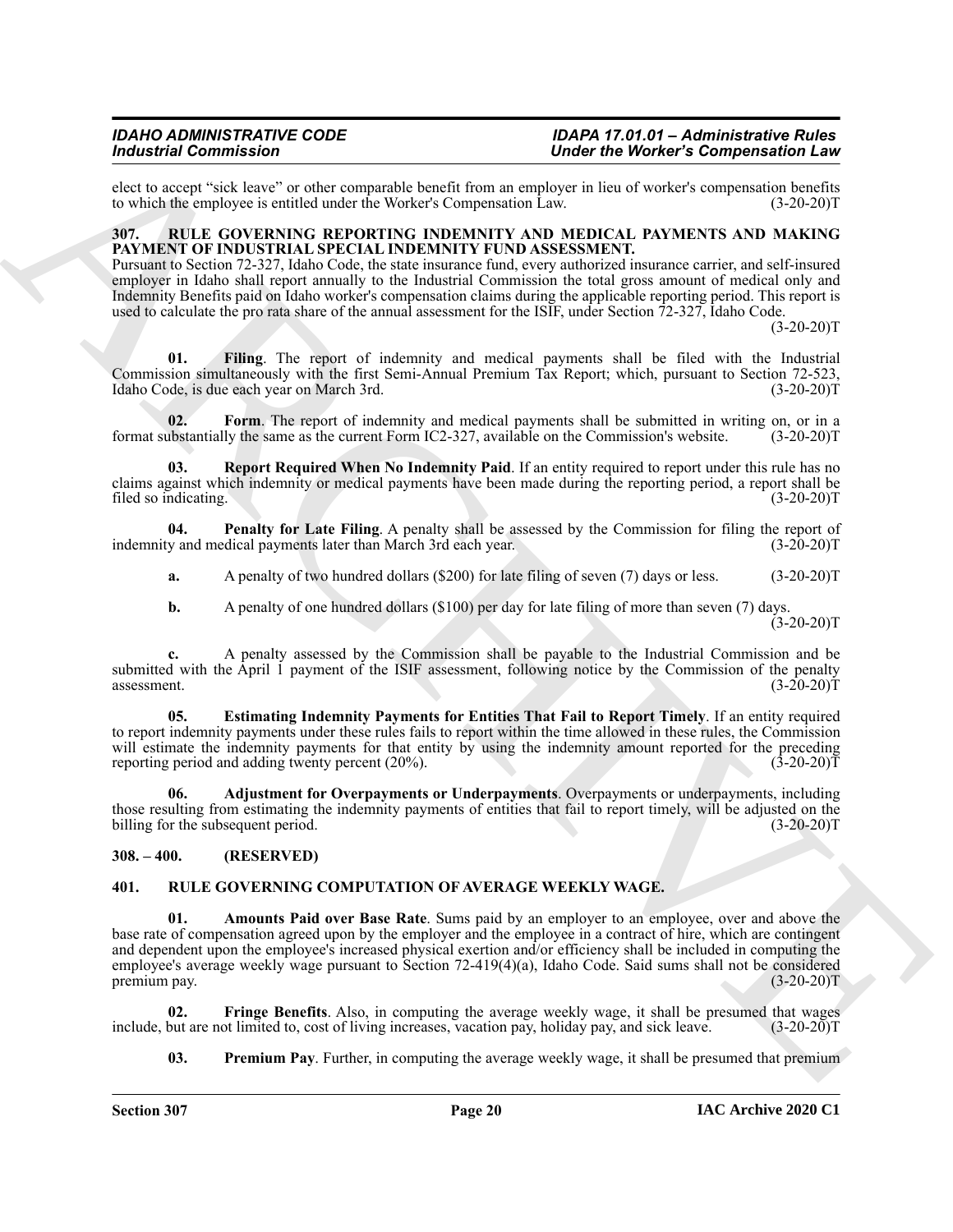elect to accept "sick leave" or other comparable benefit from an employer in lieu of worker's compensation benefits to which the employee is entitled under the Worker's Compensation Law. (3-20-20)T

## 307. RULE GOVERNING REPORTING INDEMNITY AND MEDICAL PAYMENTS AND MAKING PAYMENT OF INDUSTRIAL SPECIAL INDEMNITY FUND ASSESSMENT.

Pursuant to Section 72-327, Idaho Code, the state insurance fund, every authorized insurance carrier, and self-insured employer in Idaho shall report annually to the Industrial Commission the total gross amount of medical only and Indemnity Benefits paid on Idaho worker's compensation claims during the applicable reporting period. This report is used to calculate the pro rata share of the annual assessment for the ISIF, under Section 72-327, Idaho Code. (3-20-20)T

**01. Filing**. The report of indemnity and medical payments shall be filed with the Industrial Commission simultaneously with the first Semi-Annual Premium Tax Report; which, pursuant to Section 72-523, Idaho Code, is due each year on March 3rd. (3-20-20)T

**02. Form**. The report of indemnity and medical payments shall be submitted in writing on, or in a format substantially the same as the current Form IC2-327, available on the Commission's website. (3-20-20)T

**03. Report Required When No Indemnity Paid**. If an entity required to report under this rule has no claims against which indemnity or medical payments have been made during the reporting period, a report shall be filed so indicating. (3-20-20)T

**04. Penalty for Late Filing**. A penalty shall be assessed by the Commission for filing the report of indemnity and medical payments later than March 3rd each year. (3-20-20)T

**a.** A penalty of two hundred dollars ($200) for late filing of seven (7) days or less. (3-20-20)T

**b.** A penalty of one hundred dollars ($100) per day for late filing of more than seven (7) days. (3-20-20)T

**c.** A penalty assessed by the Commission shall be payable to the Industrial Commission and be submitted with the April 1 payment of the ISIF assessment, following notice by the Commission of the penalty assessment. (3-20-20)T

**05. Estimating Indemnity Payments for Entities That Fail to Report Timely**. If an entity required to report indemnity payments under these rules fails to report within the time allowed in these rules, the Commission will estimate the indemnity payments for that entity by using the indemnity amount reported for the preceding reporting period and adding twenty percent (20%). (3-20-20)T

**06. Adjustment for Overpayments or Underpayments**. Overpayments or underpayments, including those resulting from estimating the indemnity payments of entities that fail to report timely, will be adjusted on the billing for the subsequent period. (3-20-20)T

## 308. – 400. (RESERVED)

## 401. RULE GOVERNING COMPUTATION OF AVERAGE WEEKLY WAGE.

**01. Amounts Paid over Base Rate**. Sums paid by an employer to an employee, over and above the base rate of compensation agreed upon by the employer and the employee in a contract of hire, which are contingent and dependent upon the employee's increased physical exertion and/or efficiency shall be included in computing the employee's average weekly wage pursuant to Section 72-419(4)(a), Idaho Code. Said sums shall not be considered premium pay. (3-20-20)T

**02. Fringe Benefits**. Also, in computing the average weekly wage, it shall be presumed that wages include, but are not limited to, cost of living increases, vacation pay, holiday pay, and sick leave. (3-20-20)T

**03. Premium Pay**. Further, in computing the average weekly wage, it shall be presumed that premium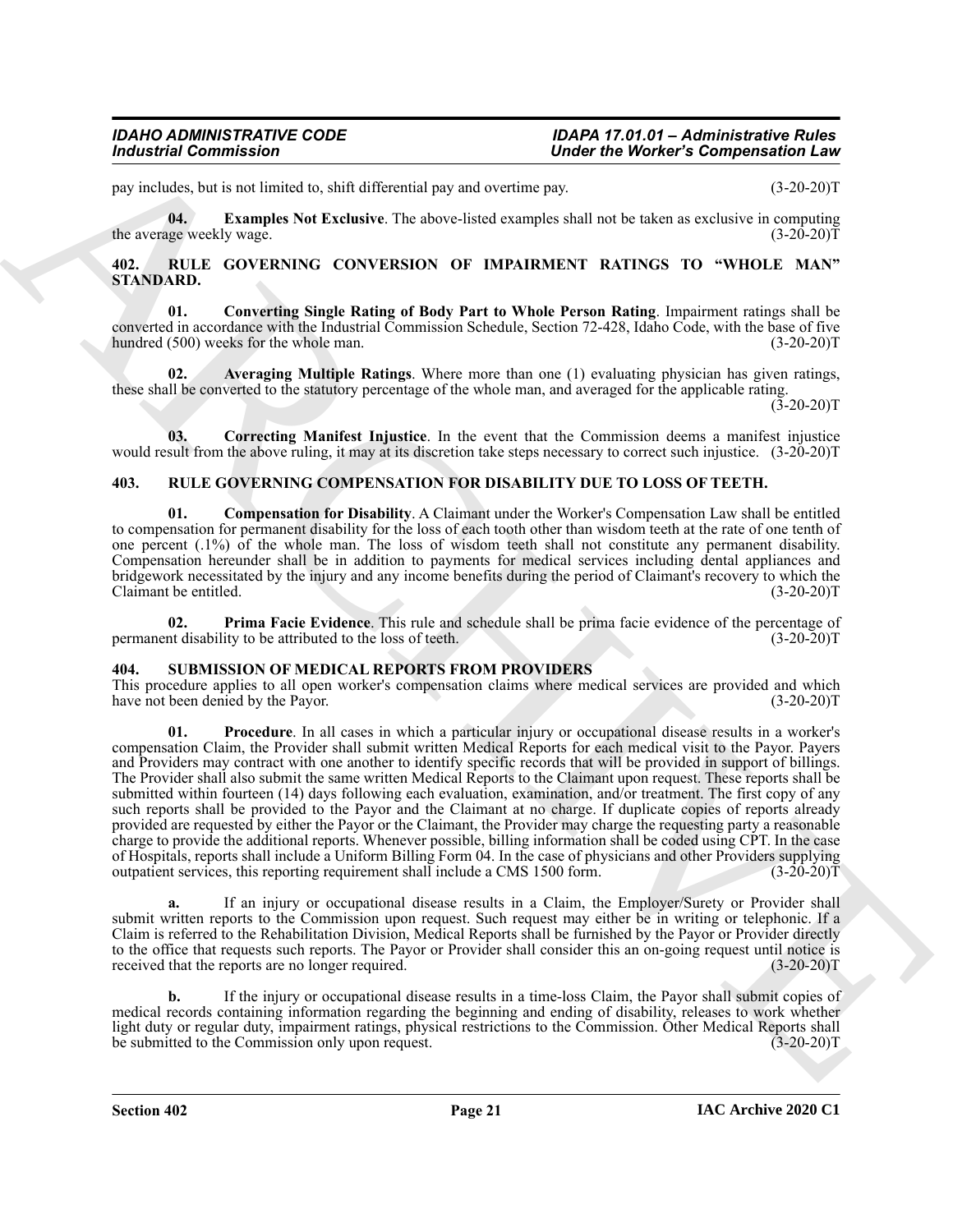pay includes, but is not limited to, shift differential pay and overtime pay. (3-20-20)T

**04. Examples Not Exclusive**. The above-listed examples shall not be taken as exclusive in computing the average weekly wage. (3-20-20)T

### 402. RULE GOVERNING CONVERSION OF IMPAIRMENT RATINGS TO "WHOLE MAN" STANDARD.

**01. Converting Single Rating of Body Part to Whole Person Rating**. Impairment ratings shall be converted in accordance with the Industrial Commission Schedule, Section 72-428, Idaho Code, with the base of five hundred (500) weeks for the whole man. (3-20-20)T

**02. Averaging Multiple Ratings**. Where more than one (1) evaluating physician has given ratings, these shall be converted to the statutory percentage of the whole man, and averaged for the applicable rating. (3-20-20)T

**03. Correcting Manifest Injustice**. In the event that the Commission deems a manifest injustice would result from the above ruling, it may at its discretion take steps necessary to correct such injustice. (3-20-20)T

### 403. RULE GOVERNING COMPENSATION FOR DISABILITY DUE TO LOSS OF TEETH.

**01. Compensation for Disability**. A Claimant under the Worker's Compensation Law shall be entitled to compensation for permanent disability for the loss of each tooth other than wisdom teeth at the rate of one tenth of one percent (.1%) of the whole man. The loss of wisdom teeth shall not constitute any permanent disability. Compensation hereunder shall be in addition to payments for medical services including dental appliances and bridgework necessitated by the injury and any income benefits during the period of Claimant's recovery to which the Claimant be entitled. (3-20-20)T

**02. Prima Facie Evidence**. This rule and schedule shall be prima facie evidence of the percentage of permanent disability to be attributed to the loss of teeth. (3-20-20)T

### 404. SUBMISSION OF MEDICAL REPORTS FROM PROVIDERS

This procedure applies to all open worker's compensation claims where medical services are provided and which have not been denied by the Payor. (3-20-20)T

**01. Procedure**. In all cases in which a particular injury or occupational disease results in a worker's compensation Claim, the Provider shall submit written Medical Reports for each medical visit to the Payor. Payers and Providers may contract with one another to identify specific records that will be provided in support of billings. The Provider shall also submit the same written Medical Reports to the Claimant upon request. These reports shall be submitted within fourteen (14) days following each evaluation, examination, and/or treatment. The first copy of any such reports shall be provided to the Payor and the Claimant at no charge. If duplicate copies of reports already provided are requested by either the Payor or the Claimant, the Provider may charge the requesting party a reasonable charge to provide the additional reports. Whenever possible, billing information shall be coded using CPT. In the case of Hospitals, reports shall include a Uniform Billing Form 04. In the case of physicians and other Providers supplying outpatient services, this reporting requirement shall include a CMS 1500 form. (3-20-20)T

**a.** If an injury or occupational disease results in a Claim, the Employer/Surety or Provider shall submit written reports to the Commission upon request. Such request may either be in writing or telephonic. If a Claim is referred to the Rehabilitation Division, Medical Reports shall be furnished by the Payor or Provider directly to the office that requests such reports. The Payor or Provider shall consider this an on-going request until notice is received that the reports are no longer required. (3-20-20)T

**b.** If the injury or occupational disease results in a time-loss Claim, the Payor shall submit copies of medical records containing information regarding the beginning and ending of disability, releases to work whether light duty or regular duty, impairment ratings, physical restrictions to the Commission. Other Medical Reports shall be submitted to the Commission only upon request. (3-20-20)T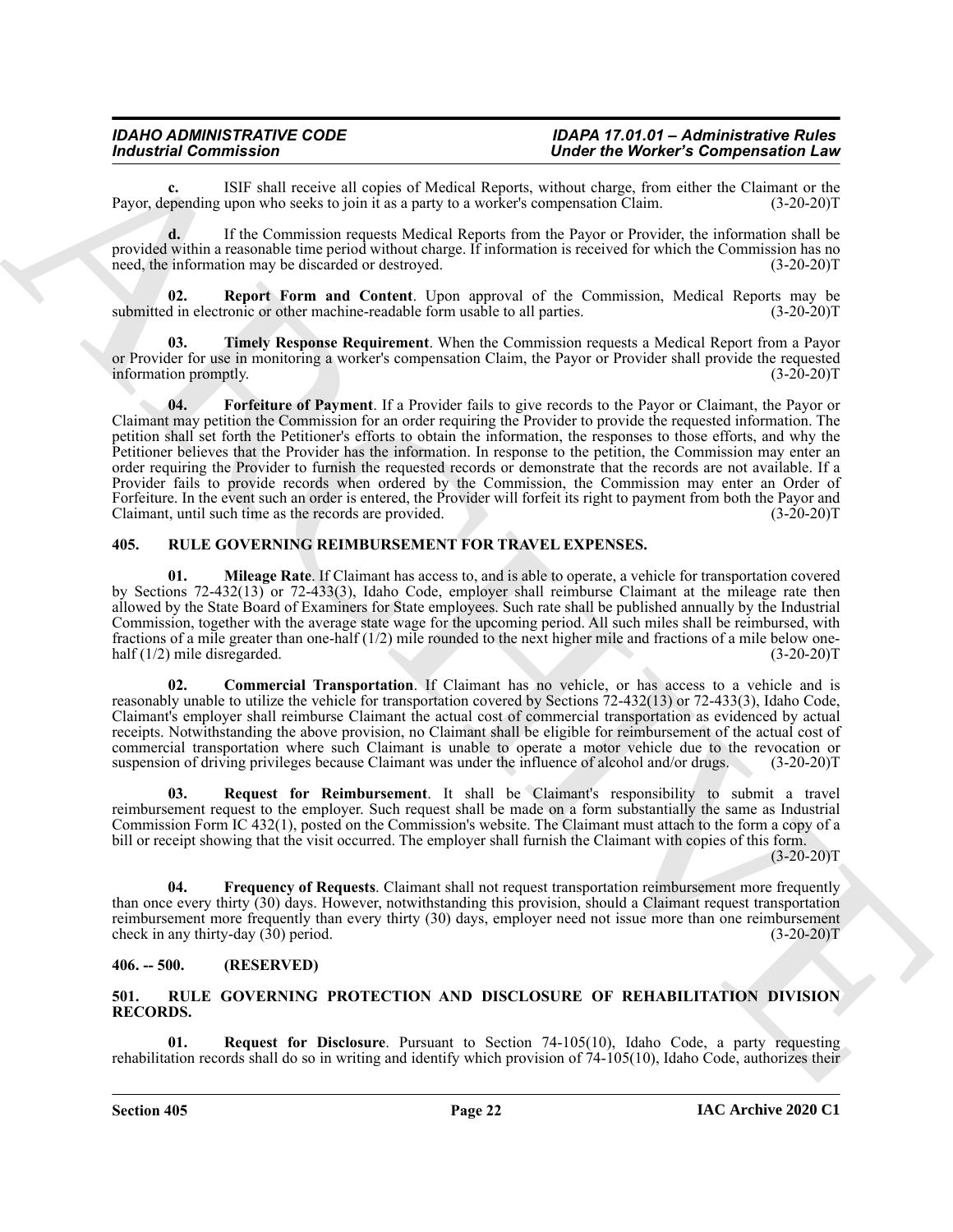**c.** ISIF shall receive all copies of Medical Reports, without charge, from either the Claimant or the Payor, depending upon who seeks to join it as a party to a worker's compensation Claim. (3-20-20)T

**d.** If the Commission requests Medical Reports from the Payor or Provider, the information shall be provided within a reasonable time period without charge. If information is received for which the Commission has no need, the information may be discarded or destroyed. (3-20-20)T

**02. Report Form and Content**. Upon approval of the Commission, Medical Reports may be submitted in electronic or other machine-readable form usable to all parties. (3-20-20)T

**03. Timely Response Requirement**. When the Commission requests a Medical Report from a Payor or Provider for use in monitoring a worker's compensation Claim, the Payor or Provider shall provide the requested information promptly. (3-20-20)T

**04. Forfeiture of Payment**. If a Provider fails to give records to the Payor or Claimant, the Payor or Claimant may petition the Commission for an order requiring the Provider to provide the requested information. The petition shall set forth the Petitioner's efforts to obtain the information, the responses to those efforts, and why the Petitioner believes that the Provider has the information. In response to the petition, the Commission may enter an order requiring the Provider to furnish the requested records or demonstrate that the records are not available. If a Provider fails to provide records when ordered by the Commission, the Commission may enter an Order of Forfeiture. In the event such an order is entered, the Provider will forfeit its right to payment from both the Payor and Claimant, until such time as the records are provided. (3-20-20)T

## 405. RULE GOVERNING REIMBURSEMENT FOR TRAVEL EXPENSES.

**01. Mileage Rate**. If Claimant has access to, and is able to operate, a vehicle for transportation covered by Sections 72-432(13) or 72-433(3), Idaho Code, employer shall reimburse Claimant at the mileage rate then allowed by the State Board of Examiners for State employees. Such rate shall be published annually by the Industrial Commission, together with the average state wage for the upcoming period. All such miles shall be reimbursed, with fractions of a mile greater than one-half (1/2) mile rounded to the next higher mile and fractions of a mile below one-half (1/2) mile disregarded. (3-20-20)T

**02. Commercial Transportation**. If Claimant has no vehicle, or has access to a vehicle and is reasonably unable to utilize the vehicle for transportation covered by Sections 72-432(13) or 72-433(3), Idaho Code, Claimant's employer shall reimburse Claimant the actual cost of commercial transportation as evidenced by actual receipts. Notwithstanding the above provision, no Claimant shall be eligible for reimbursement of the actual cost of commercial transportation where such Claimant is unable to operate a motor vehicle due to the revocation or suspension of driving privileges because Claimant was under the influence of alcohol and/or drugs. (3-20-20)T

**03. Request for Reimbursement**. It shall be Claimant's responsibility to submit a travel reimbursement request to the employer. Such request shall be made on a form substantially the same as Industrial Commission Form IC 432(1), posted on the Commission's website. The Claimant must attach to the form a copy of a bill or receipt showing that the visit occurred. The employer shall furnish the Claimant with copies of this form. (3-20-20)T

**04. Frequency of Requests**. Claimant shall not request transportation reimbursement more frequently than once every thirty (30) days. However, notwithstanding this provision, should a Claimant request transportation reimbursement more frequently than every thirty (30) days, employer need not issue more than one reimbursement check in any thirty-day (30) period. (3-20-20)T

## 406. -- 500. (RESERVED)

## 501. RULE GOVERNING PROTECTION AND DISCLOSURE OF REHABILITATION DIVISION RECORDS.

**01. Request for Disclosure**. Pursuant to Section 74-105(10), Idaho Code, a party requesting rehabilitation records shall do so in writing and identify which provision of 74-105(10), Idaho Code, authorizes their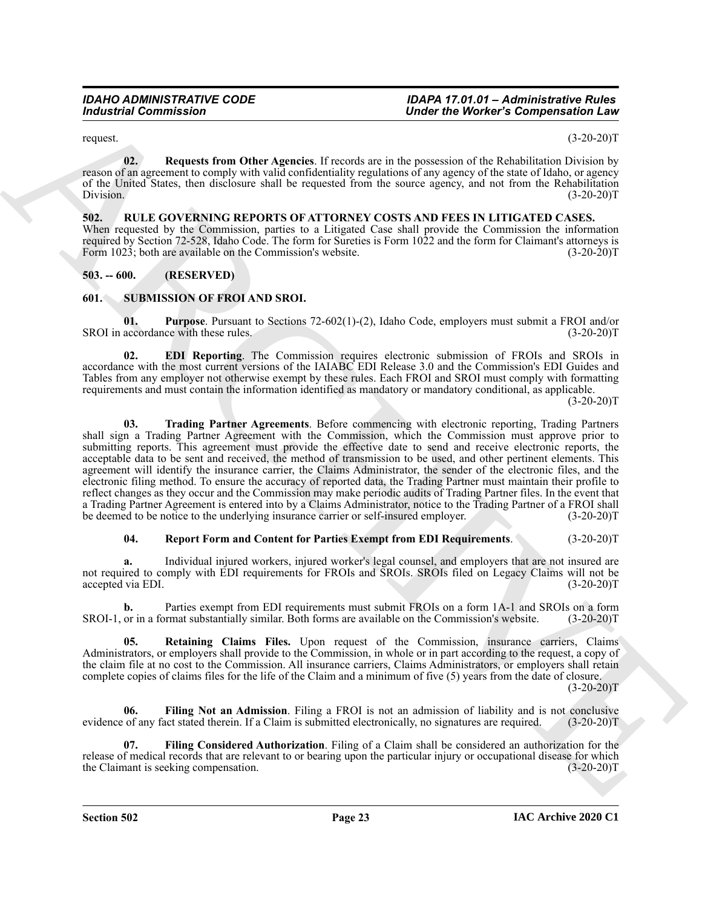request. (3-20-20)T

**02. Requests from Other Agencies**. If records are in the possession of the Rehabilitation Division by reason of an agreement to comply with valid confidentiality regulations of any agency of the state of Idaho, or agency of the United States, then disclosure shall be requested from the source agency, and not from the Rehabilitation Division. (3-20-20)T

## 502. RULE GOVERNING REPORTS OF ATTORNEY COSTS AND FEES IN LITIGATED CASES.

When requested by the Commission, parties to a Litigated Case shall provide the Commission the information required by Section 72-528, Idaho Code. The form for Sureties is Form 1022 and the form for Claimant's attorneys is Form 1023; both are available on the Commission's website. (3-20-20)T

## 503. -- 600. (RESERVED)

## 601. SUBMISSION OF FROI AND SROI.

**01. Purpose**. Pursuant to Sections 72-602(1)-(2), Idaho Code, employers must submit a FROI and/or SROI in accordance with these rules. (3-20-20)T

**02. EDI Reporting**. The Commission requires electronic submission of FROIs and SROIs in accordance with the most current versions of the IAIABC EDI Release 3.0 and the Commission's EDI Guides and Tables from any employer not otherwise exempt by these rules. Each FROI and SROI must comply with formatting requirements and must contain the information identified as mandatory or mandatory conditional, as applicable. (3-20-20)T

**03. Trading Partner Agreements**. Before commencing with electronic reporting, Trading Partners shall sign a Trading Partner Agreement with the Commission, which the Commission must approve prior to submitting reports. This agreement must provide the effective date to send and receive electronic reports, the acceptable data to be sent and received, the method of transmission to be used, and other pertinent elements. This agreement will identify the insurance carrier, the Claims Administrator, the sender of the electronic files, and the electronic filing method. To ensure the accuracy of reported data, the Trading Partner must maintain their profile to reflect changes as they occur and the Commission may make periodic audits of Trading Partner files. In the event that a Trading Partner Agreement is entered into by a Claims Administrator, notice to the Trading Partner of a FROI shall be deemed to be notice to the underlying insurance carrier or self-insured employer. (3-20-20)T

**04. Report Form and Content for Parties Exempt from EDI Requirements**. (3-20-20)T

**a.** Individual injured workers, injured worker's legal counsel, and employers that are not insured are not required to comply with EDI requirements for FROIs and SROIs. SROIs filed on Legacy Claims will not be accepted via EDI. (3-20-20)T

**b.** Parties exempt from EDI requirements must submit FROIs on a form 1A-1 and SROIs on a form SROI-1, or in a format substantially similar. Both forms are available on the Commission's website. (3-20-20)T

**05. Retaining Claims Files.** Upon request of the Commission, insurance carriers, Claims Administrators, or employers shall provide to the Commission, in whole or in part according to the request, a copy of the claim file at no cost to the Commission. All insurance carriers, Claims Administrators, or employers shall retain complete copies of claims files for the life of the Claim and a minimum of five (5) years from the date of closure. (3-20-20)T

**06. Filing Not an Admission**. Filing a FROI is not an admission of liability and is not conclusive evidence of any fact stated therein. If a Claim is submitted electronically, no signatures are required. (3-20-20)T

**07. Filing Considered Authorization**. Filing of a Claim shall be considered an authorization for the release of medical records that are relevant to or bearing upon the particular injury or occupational disease for which the Claimant is seeking compensation. (3-20-20)T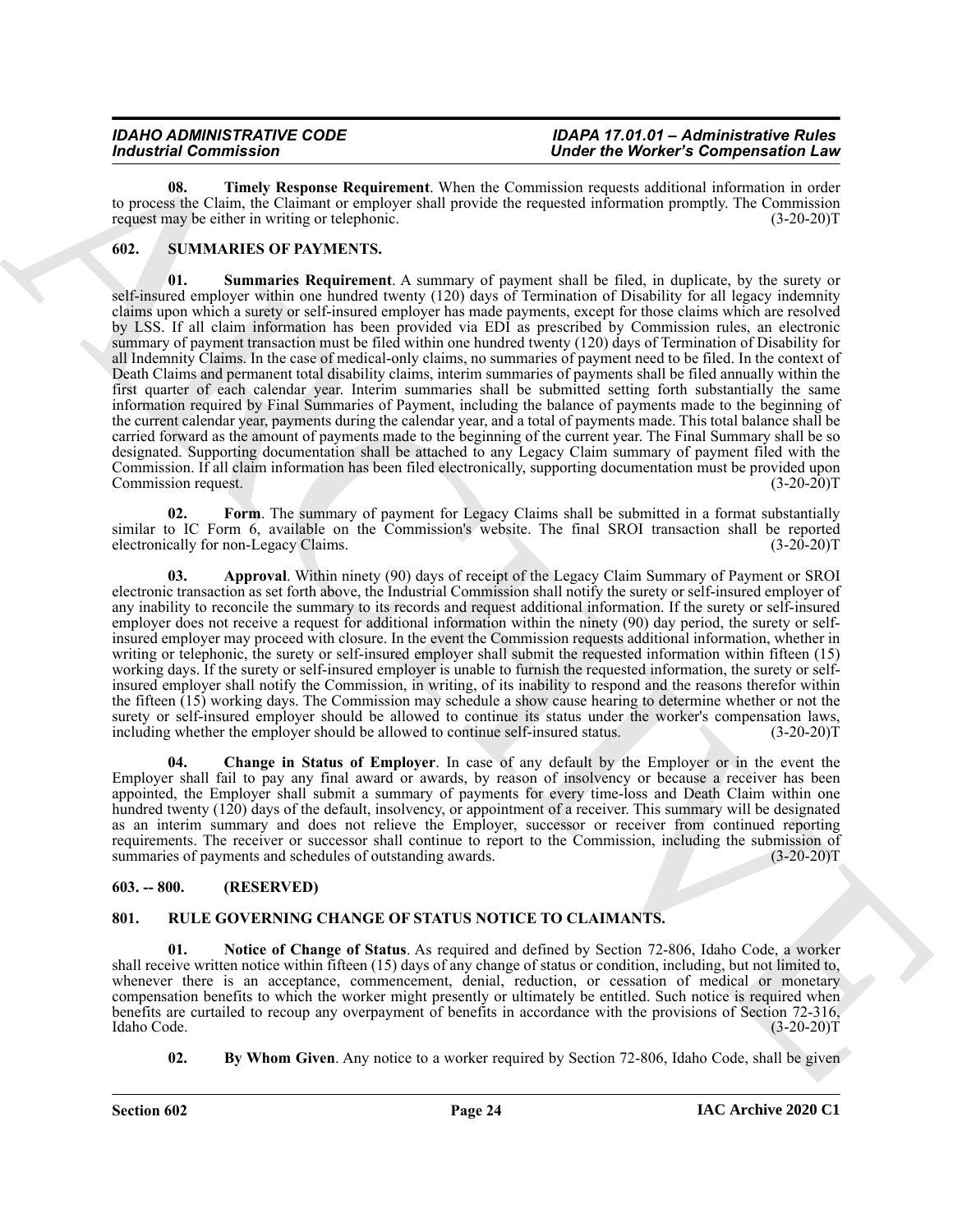**08. Timely Response Requirement**. When the Commission requests additional information in order to process the Claim, the Claimant or employer shall provide the requested information promptly. The Commission request may be either in writing or telephonic. (3-20-20)T

## 602. SUMMARIES OF PAYMENTS.

**01. Summaries Requirement**. A summary of payment shall be filed, in duplicate, by the surety or self-insured employer within one hundred twenty (120) days of Termination of Disability for all legacy indemnity claims upon which a surety or self-insured employer has made payments, except for those claims which are resolved by LSS. If all claim information has been provided via EDI as prescribed by Commission rules, an electronic summary of payment transaction must be filed within one hundred twenty (120) days of Termination of Disability for all Indemnity Claims. In the case of medical-only claims, no summaries of payment need to be filed. In the context of Death Claims and permanent total disability claims, interim summaries of payments shall be filed annually within the first quarter of each calendar year. Interim summaries shall be submitted setting forth substantially the same information required by Final Summaries of Payment, including the balance of payments made to the beginning of the current calendar year, payments during the calendar year, and a total of payments made. This total balance shall be carried forward as the amount of payments made to the beginning of the current year. The Final Summary shall be so designated. Supporting documentation shall be attached to any Legacy Claim summary of payment filed with the Commission. If all claim information has been filed electronically, supporting documentation must be provided upon Commission request. (3-20-20)T

**02. Form**. The summary of payment for Legacy Claims shall be submitted in a format substantially similar to IC Form 6, available on the Commission's website. The final SROI transaction shall be reported electronically for non-Legacy Claims. (3-20-20)T

**03. Approval**. Within ninety (90) days of receipt of the Legacy Claim Summary of Payment or SROI electronic transaction as set forth above, the Industrial Commission shall notify the surety or self-insured employer of any inability to reconcile the summary to its records and request additional information. If the surety or self-insured employer does not receive a request for additional information within the ninety (90) day period, the surety or self-insured employer may proceed with closure. In the event the Commission requests additional information, whether in writing or telephonic, the surety or self-insured employer shall submit the requested information within fifteen (15) working days. If the surety or self-insured employer is unable to furnish the requested information, the surety or self-insured employer shall notify the Commission, in writing, of its inability to respond and the reasons therefor within the fifteen (15) working days. The Commission may schedule a show cause hearing to determine whether or not the surety or self-insured employer should be allowed to continue its status under the worker's compensation laws, including whether the employer should be allowed to continue self-insured status. (3-20-20)T

**04. Change in Status of Employer**. In case of any default by the Employer or in the event the Employer shall fail to pay any final award or awards, by reason of insolvency or because a receiver has been appointed, the Employer shall submit a summary of payments for every time-loss and Death Claim within one hundred twenty (120) days of the default, insolvency, or appointment of a receiver. This summary will be designated as an interim summary and does not relieve the Employer, successor or receiver from continued reporting requirements. The receiver or successor shall continue to report to the Commission, including the submission of summaries of payments and schedules of outstanding awards. (3-20-20)T

## 603. -- 800. (RESERVED)

## 801. RULE GOVERNING CHANGE OF STATUS NOTICE TO CLAIMANTS.

**01. Notice of Change of Status**. As required and defined by Section 72-806, Idaho Code, a worker shall receive written notice within fifteen (15) days of any change of status or condition, including, but not limited to, whenever there is an acceptance, commencement, denial, reduction, or cessation of medical or monetary compensation benefits to which the worker might presently or ultimately be entitled. Such notice is required when benefits are curtailed to recoup any overpayment of benefits in accordance with the provisions of Section 72-316, Idaho Code. (3-20-20)T

**02. By Whom Given**. Any notice to a worker required by Section 72-806, Idaho Code, shall be given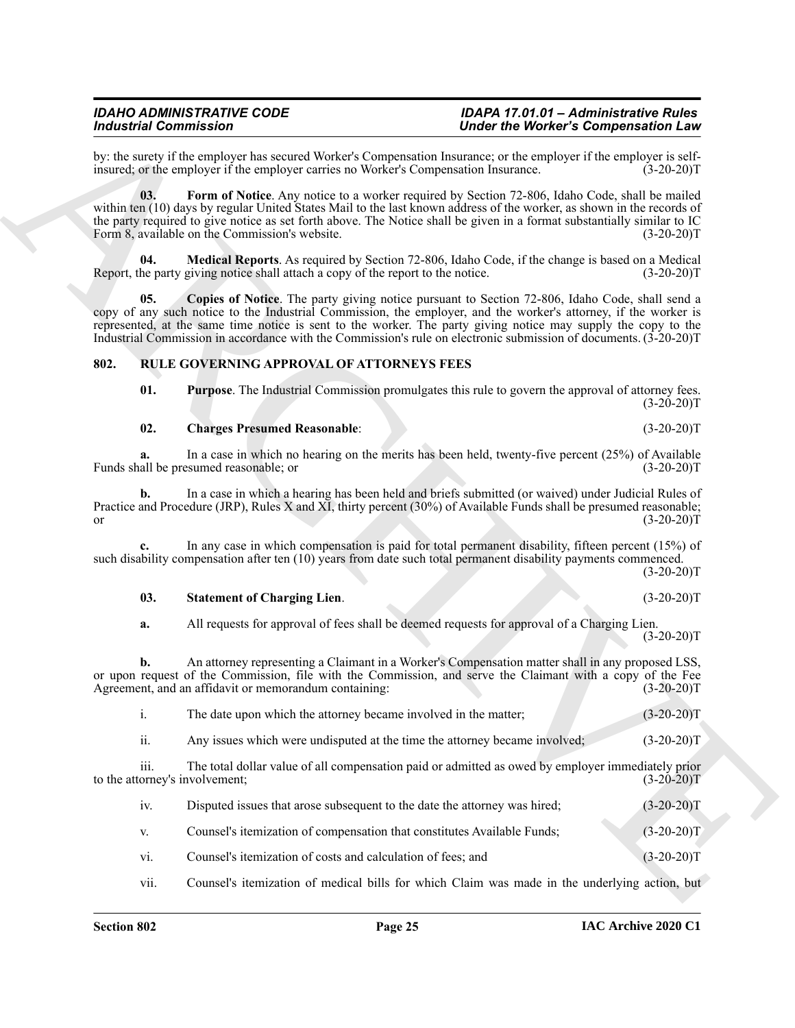by: the surety if the employer has secured Worker's Compensation Insurance; or the employer if the employer is self-insured; or the employer if the employer carries no Worker's Compensation Insurance. (3-20-20)T

**03. Form of Notice**. Any notice to a worker required by Section 72-806, Idaho Code, shall be mailed within ten (10) days by regular United States Mail to the last known address of the worker, as shown in the records of the party required to give notice as set forth above. The Notice shall be given in a format substantially similar to IC Form 8, available on the Commission's website. (3-20-20)T

**04. Medical Reports**. As required by Section 72-806, Idaho Code, if the change is based on a Medical Report, the party giving notice shall attach a copy of the report to the notice. (3-20-20)T

**05. Copies of Notice**. The party giving notice pursuant to Section 72-806, Idaho Code, shall send a copy of any such notice to the Industrial Commission, the employer, and the worker's attorney, if the worker is represented, at the same time notice is sent to the worker. The party giving notice may supply the copy to the Industrial Commission in accordance with the Commission's rule on electronic submission of documents. (3-20-20)T

## 802. RULE GOVERNING APPROVAL OF ATTORNEYS FEES

**01. Purpose**. The Industrial Commission promulgates this rule to govern the approval of attorney fees. (3-20-20)T

**02. Charges Presumed Reasonable**: (3-20-20)T

**a.** In a case in which no hearing on the merits has been held, twenty-five percent (25%) of Available Funds shall be presumed reasonable; or (3-20-20)T

**b.** In a case in which a hearing has been held and briefs submitted (or waived) under Judicial Rules of Practice and Procedure (JRP), Rules X and XI, thirty percent (30%) of Available Funds shall be presumed reasonable; or (3-20-20)T

**c.** In any case in which compensation is paid for total permanent disability, fifteen percent (15%) of such disability compensation after ten (10) years from date such total permanent disability payments commenced. (3-20-20)T

**03. Statement of Charging Lien**. (3-20-20)T

**a.** All requests for approval of fees shall be deemed requests for approval of a Charging Lien. (3-20-20)T

**b.** An attorney representing a Claimant in a Worker's Compensation matter shall in any proposed LSS, or upon request of the Commission, file with the Commission, and serve the Claimant with a copy of the Fee Agreement, and an affidavit or memorandum containing: (3-20-20)T

i. The date upon which the attorney became involved in the matter; (3-20-20)T

ii. Any issues which were undisputed at the time the attorney became involved; (3-20-20)T

iii. The total dollar value of all compensation paid or admitted as owed by employer immediately prior to the attorney's involvement; (3-20-20)T

iv. Disputed issues that arose subsequent to the date the attorney was hired; (3-20-20)T

v. Counsel's itemization of compensation that constitutes Available Funds; (3-20-20)T

vi. Counsel's itemization of costs and calculation of fees; and (3-20-20)T

vii. Counsel's itemization of medical bills for which Claim was made in the underlying action, but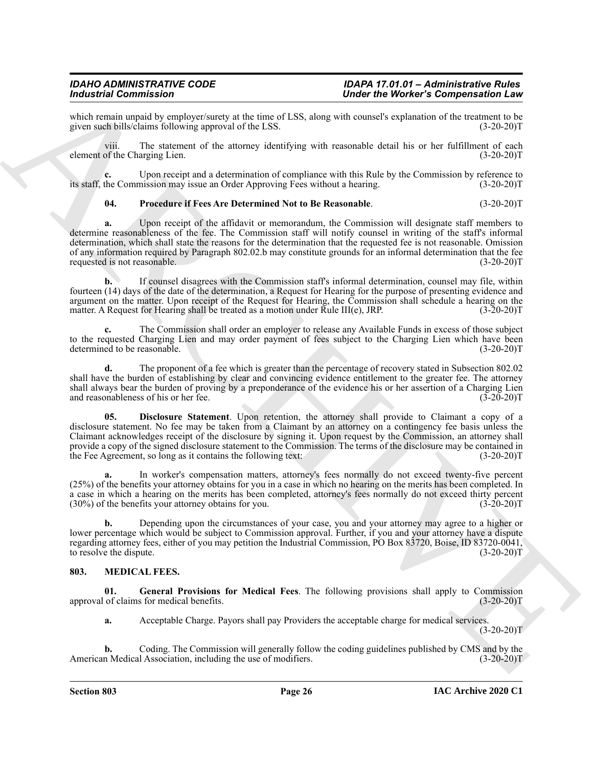which remain unpaid by employer/surety at the time of LSS, along with counsel's explanation of the treatment to be given such bills/claims following approval of the LSS. (3-20-20)T

viii. The statement of the attorney identifying with reasonable detail his or her fulfillment of each element of the Charging Lien. (3-20-20)T

**c.** Upon receipt and a determination of compliance with this Rule by the Commission by reference to its staff, the Commission may issue an Order Approving Fees without a hearing. (3-20-20)T

**04. Procedure if Fees Are Determined Not to Be Reasonable**. (3-20-20)T

**a.** Upon receipt of the affidavit or memorandum, the Commission will designate staff members to determine reasonableness of the fee. The Commission staff will notify counsel in writing of the staff's informal determination, which shall state the reasons for the determination that the requested fee is not reasonable. Omission of any information required by Paragraph 802.02.b may constitute grounds for an informal determination that the fee requested is not reasonable. (3-20-20)T

**b.** If counsel disagrees with the Commission staff's informal determination, counsel may file, within fourteen (14) days of the date of the determination, a Request for Hearing for the purpose of presenting evidence and argument on the matter. Upon receipt of the Request for Hearing, the Commission shall schedule a hearing on the matter. A Request for Hearing shall be treated as a motion under Rule III(e), JRP. (3-20-20)T

**c.** The Commission shall order an employer to release any Available Funds in excess of those subject to the requested Charging Lien and may order payment of fees subject to the Charging Lien which have been determined to be reasonable. (3-20-20)T

**d.** The proponent of a fee which is greater than the percentage of recovery stated in Subsection 802.02 shall have the burden of establishing by clear and convincing evidence entitlement to the greater fee. The attorney shall always bear the burden of proving by a preponderance of the evidence his or her assertion of a Charging Lien and reasonableness of his or her fee. (3-20-20)T

**05. Disclosure Statement**. Upon retention, the attorney shall provide to Claimant a copy of a disclosure statement. No fee may be taken from a Claimant by an attorney on a contingency fee basis unless the Claimant acknowledges receipt of the disclosure by signing it. Upon request by the Commission, an attorney shall provide a copy of the signed disclosure statement to the Commission. The terms of the disclosure may be contained in the Fee Agreement, so long as it contains the following text: (3-20-20)T

**a.** In worker's compensation matters, attorney's fees normally do not exceed twenty-five percent (25%) of the benefits your attorney obtains for you in a case in which no hearing on the merits has been completed. In a case in which a hearing on the merits has been completed, attorney's fees normally do not exceed thirty percent (30%) of the benefits your attorney obtains for you. (3-20-20)T

**b.** Depending upon the circumstances of your case, you and your attorney may agree to a higher or lower percentage which would be subject to Commission approval. Further, if you and your attorney have a dispute regarding attorney fees, either of you may petition the Industrial Commission, PO Box 83720, Boise, ID 83720-0041, to resolve the dispute. (3-20-20)T

## 803. MEDICAL FEES.

**01. General Provisions for Medical Fees**. The following provisions shall apply to Commission approval of claims for medical benefits. (3-20-20)T

**a.** Acceptable Charge. Payors shall pay Providers the acceptable charge for medical services. (3-20-20)T

**b.** Coding. The Commission will generally follow the coding guidelines published by CMS and by the American Medical Association, including the use of modifiers. (3-20-20)T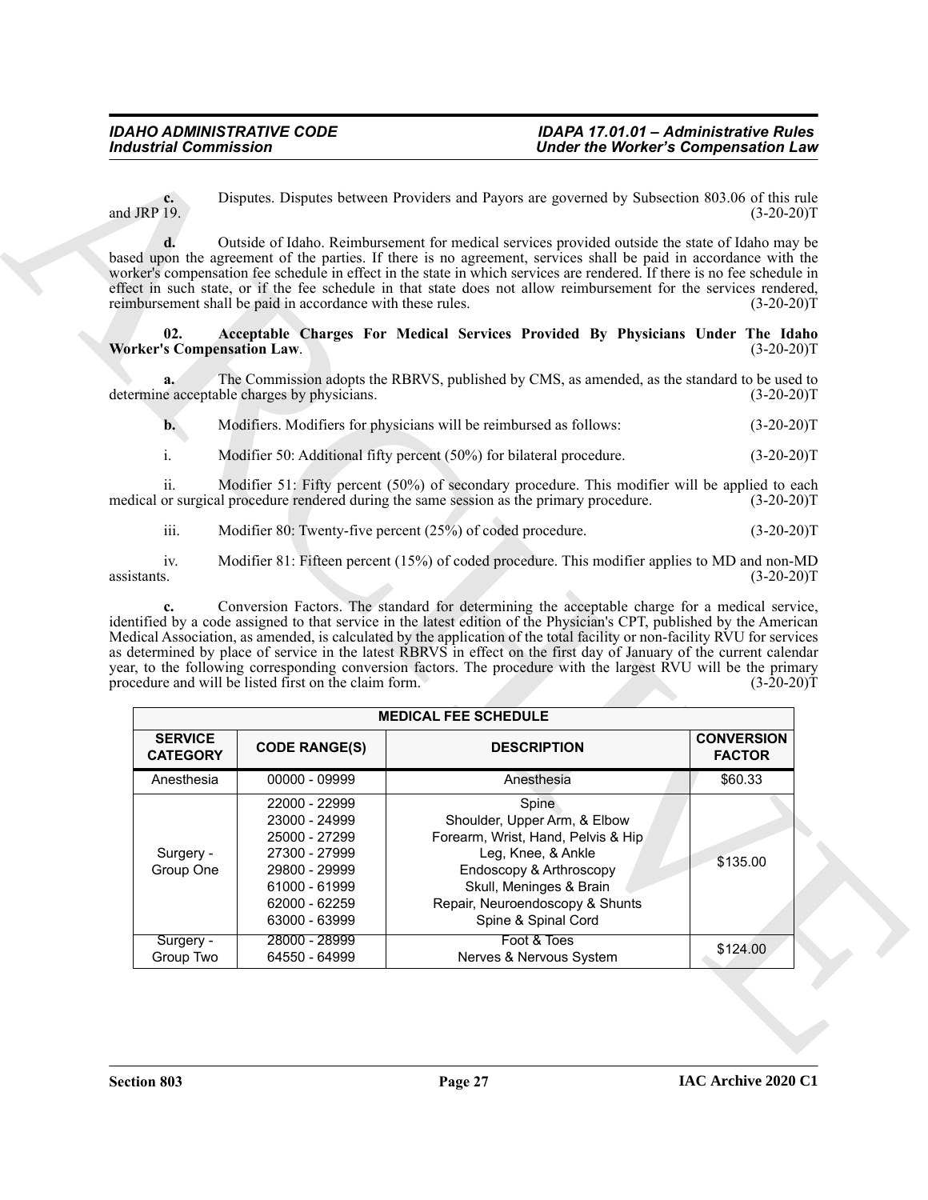**c.** Disputes. Disputes between Providers and Payors are governed by Subsection 803.06 of this rule and JRP 19. (3-20-20)T

**d.** Outside of Idaho. Reimbursement for medical services provided outside the state of Idaho may be based upon the agreement of the parties. If there is no agreement, services shall be paid in accordance with the worker's compensation fee schedule in effect in the state in which services are rendered. If there is no fee schedule in effect in such state, or if the fee schedule in that state does not allow reimbursement for the services rendered, reimbursement shall be paid in accordance with these rules. (3-20-20)T

**02. Acceptable Charges For Medical Services Provided By Physicians Under The Idaho Worker's Compensation Law**. (3-20-20)T

**a.** The Commission adopts the RBRVS, published by CMS, as amended, as the standard to be used to determine acceptable charges by physicians. (3-20-20)T

**b.** Modifiers. Modifiers for physicians will be reimbursed as follows: (3-20-20)T

i. Modifier 50: Additional fifty percent (50%) for bilateral procedure. (3-20-20)T

ii. Modifier 51: Fifty percent (50%) of secondary procedure. This modifier will be applied to each medical or surgical procedure rendered during the same session as the primary procedure. (3-20-20)T

iii. Modifier 80: Twenty-five percent (25%) of coded procedure. (3-20-20)T

iv. Modifier 81: Fifteen percent (15%) of coded procedure. This modifier applies to MD and non-MD assistants. (3-20-20)T

**c.** Conversion Factors. The standard for determining the acceptable charge for a medical service, identified by a code assigned to that service in the latest edition of the Physician's CPT, published by the American Medical Association, as amended, is calculated by the application of the total facility or non-facility RVU for services as determined by place of service in the latest RBRVS in effect on the first day of January of the current calendar year, to the following corresponding conversion factors. The procedure with the largest RVU will be the primary procedure and will be listed first on the claim form. (3-20-20)T

| MEDICAL FEE SCHEDULE | | | |
|---|---|---|---|
| **SERVICE CATEGORY** | **CODE RANGE(S)** | **DESCRIPTION** | **CONVERSION FACTOR** |
| Anesthesia | 00000 - 09999 | Anesthesia | $60.33 |
| Surgery - Group One | 22000 - 22999<br>23000 - 24999<br>25000 - 27299<br>27300 - 27999<br>29800 - 29999<br>61000 - 61999<br>62000 - 62259<br>63000 - 63999 | Spine<br>Shoulder, Upper Arm, & Elbow<br>Forearm, Wrist, Hand, Pelvis & Hip<br>Leg, Knee, & Ankle<br>Endoscopy & Arthroscopy<br>Skull, Meninges & Brain<br>Repair, Neuroendoscopy & Shunts<br>Spine & Spinal Cord | $135.00 |
| Surgery - Group Two | 28000 - 28999<br>64550 - 64999 | Foot & Toes<br>Nerves & Nervous System | $124.00 |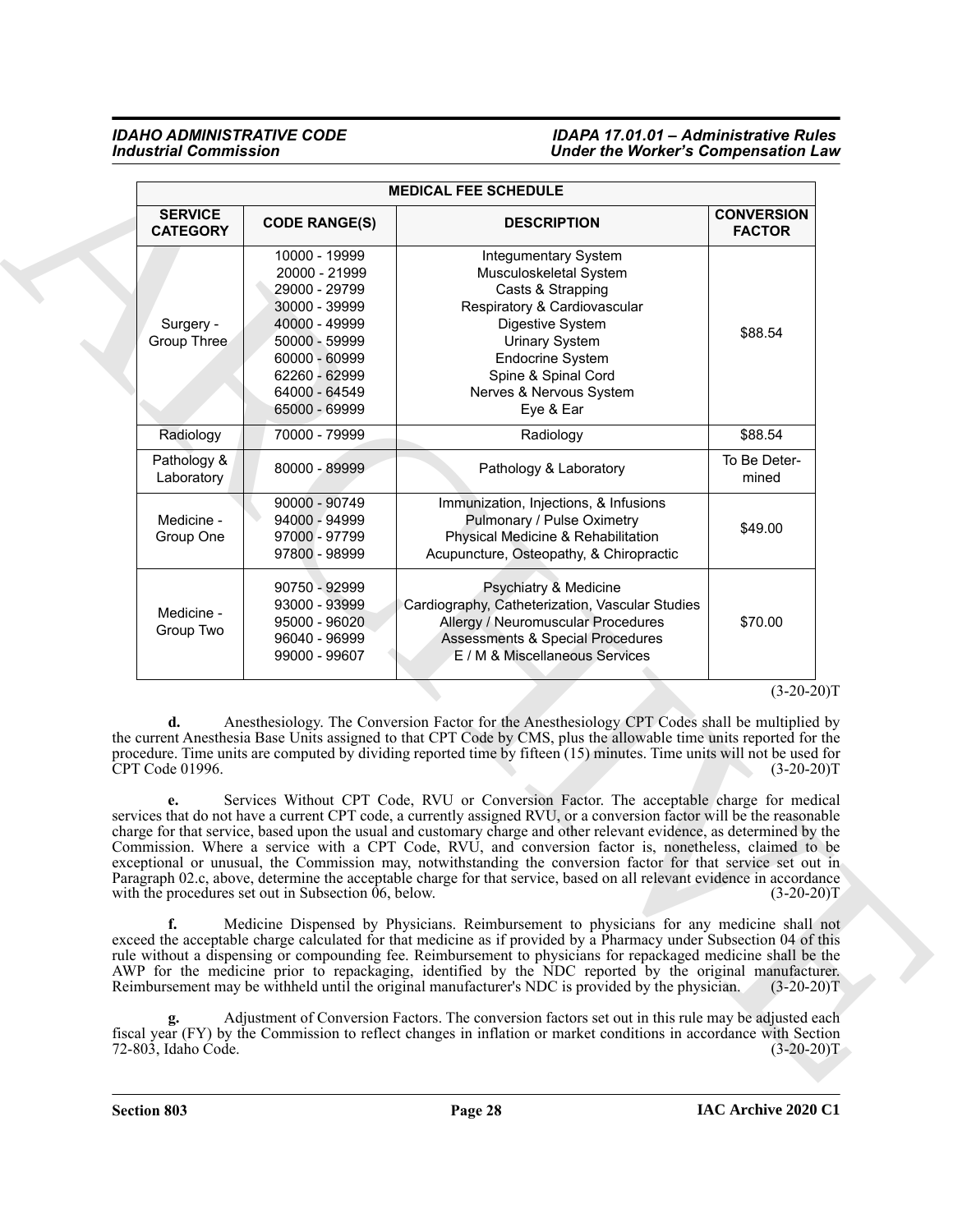| MEDICAL FEE SCHEDULE | | | |
|---|---|---|---|
| SERVICE CATEGORY | CODE RANGE(S) | DESCRIPTION | CONVERSION FACTOR |
| Surgery - Group Three | 10000 - 19999<br>20000 - 21999<br>29000 - 29799<br>30000 - 39999<br>40000 - 49999<br>50000 - 59999<br>60000 - 60999<br>62260 - 62999<br>64000 - 64549<br>65000 - 69999 | Integumentary System<br>Musculoskeletal System<br>Casts & Strapping<br>Respiratory & Cardiovascular<br>Digestive System<br>Urinary System<br>Endocrine System<br>Spine & Spinal Cord<br>Nerves & Nervous System<br>Eye & Ear | $88.54 |
| Radiology | 70000 - 79999 | Radiology | $88.54 |
| Pathology & Laboratory | 80000 - 89999 | Pathology & Laboratory | To Be Determined |
| Medicine - Group One | 90000 - 90749<br>94000 - 94999<br>97000 - 97799<br>97800 - 98999 | Immunization, Injections, & Infusions<br>Pulmonary / Pulse Oximetry<br>Physical Medicine & Rehabilitation<br>Acupuncture, Osteopathy, & Chiropractic | $49.00 |
| Medicine - Group Two | 90750 - 92999<br>93000 - 93999<br>95000 - 96020<br>96040 - 96999<br>99000 - 99607 | Psychiatry & Medicine<br>Cardiography, Catheterization, Vascular Studies<br>Allergy / Neuromuscular Procedures<br>Assessments & Special Procedures<br>E / M & Miscellaneous Services | $70.00 |

(3-20-20)T

**d.** Anesthesiology. The Conversion Factor for the Anesthesiology CPT Codes shall be multiplied by the current Anesthesia Base Units assigned to that CPT Code by CMS, plus the allowable time units reported for the procedure. Time units are computed by dividing reported time by fifteen (15) minutes. Time units will not be used for CPT Code 01996. (3-20-20)T

**e.** Services Without CPT Code, RVU or Conversion Factor. The acceptable charge for medical services that do not have a current CPT code, a currently assigned RVU, or a conversion factor will be the reasonable charge for that service, based upon the usual and customary charge and other relevant evidence, as determined by the Commission. Where a service with a CPT Code, RVU, and conversion factor is, nonetheless, claimed to be exceptional or unusual, the Commission may, notwithstanding the conversion factor for that service set out in Paragraph 02.c, above, determine the acceptable charge for that service, based on all relevant evidence in accordance with the procedures set out in Subsection 06, below. (3-20-20)T

**f.** Medicine Dispensed by Physicians. Reimbursement to physicians for any medicine shall not exceed the acceptable charge calculated for that medicine as if provided by a Pharmacy under Subsection 04 of this rule without a dispensing or compounding fee. Reimbursement to physicians for repackaged medicine shall be the AWP for the medicine prior to repackaging, identified by the NDC reported by the original manufacturer. Reimbursement may be withheld until the original manufacturer's NDC is provided by the physician. (3-20-20)T

**g.** Adjustment of Conversion Factors. The conversion factors set out in this rule may be adjusted each fiscal year (FY) by the Commission to reflect changes in inflation or market conditions in accordance with Section 72-803, Idaho Code. (3-20-20)T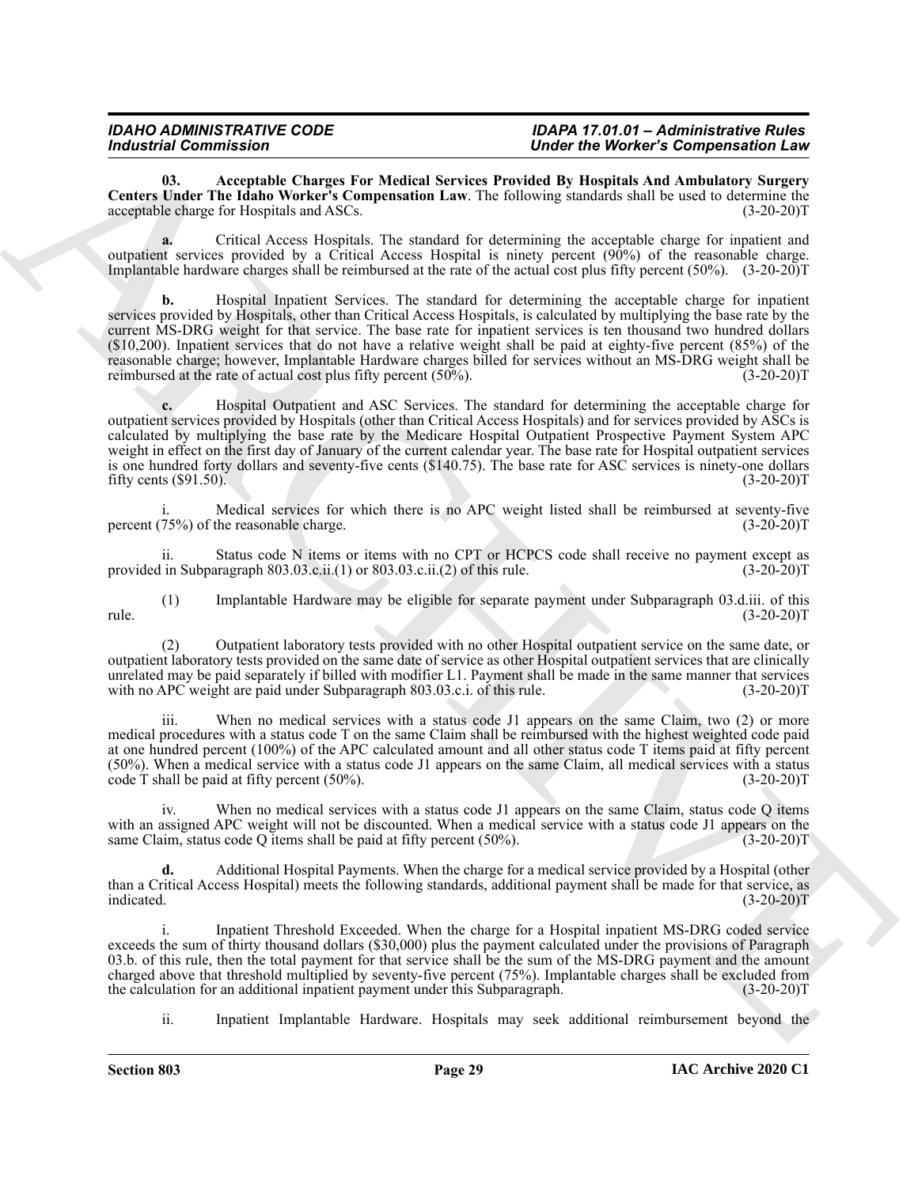**03. Acceptable Charges For Medical Services Provided By Hospitals And Ambulatory Surgery Centers Under The Idaho Worker's Compensation Law**. The following standards shall be used to determine the acceptable charge for Hospitals and ASCs. (3-20-20)T

**a.** Critical Access Hospitals. The standard for determining the acceptable charge for inpatient and outpatient services provided by a Critical Access Hospital is ninety percent (90%) of the reasonable charge. Implantable hardware charges shall be reimbursed at the rate of the actual cost plus fifty percent (50%). (3-20-20)T

**b.** Hospital Inpatient Services. The standard for determining the acceptable charge for inpatient services provided by Hospitals, other than Critical Access Hospitals, is calculated by multiplying the base rate by the current MS-DRG weight for that service. The base rate for inpatient services is ten thousand two hundred dollars ($10,200). Inpatient services that do not have a relative weight shall be paid at eighty-five percent (85%) of the reasonable charge; however, Implantable Hardware charges billed for services without an MS-DRG weight shall be reimbursed at the rate of actual cost plus fifty percent (50%). (3-20-20)T

**c.** Hospital Outpatient and ASC Services. The standard for determining the acceptable charge for outpatient services provided by Hospitals (other than Critical Access Hospitals) and for services provided by ASCs is calculated by multiplying the base rate by the Medicare Hospital Outpatient Prospective Payment System APC weight in effect on the first day of January of the current calendar year. The base rate for Hospital outpatient services is one hundred forty dollars and seventy-five cents ($140.75). The base rate for ASC services is ninety-one dollars fifty cents ($91.50). (3-20-20)T

i. Medical services for which there is no APC weight listed shall be reimbursed at seventy-five percent (75%) of the reasonable charge. (3-20-20)T

ii. Status code N items or items with no CPT or HCPCS code shall receive no payment except as provided in Subparagraph 803.03.c.ii.(1) or 803.03.c.ii.(2) of this rule. (3-20-20)T

(1) Implantable Hardware may be eligible for separate payment under Subparagraph 03.d.iii. of this rule. (3-20-20)T

(2) Outpatient laboratory tests provided with no other Hospital outpatient service on the same date, or outpatient laboratory tests provided on the same date of service as other Hospital outpatient services that are clinically unrelated may be paid separately if billed with modifier L1. Payment shall be made in the same manner that services with no APC weight are paid under Subparagraph 803.03.c.i. of this rule. (3-20-20)T

iii. When no medical services with a status code J1 appears on the same Claim, two (2) or more medical procedures with a status code T on the same Claim shall be reimbursed with the highest weighted code paid at one hundred percent (100%) of the APC calculated amount and all other status code T items paid at fifty percent (50%). When a medical service with a status code J1 appears on the same Claim, all medical services with a status code T shall be paid at fifty percent (50%). (3-20-20)T

iv. When no medical services with a status code J1 appears on the same Claim, status code Q items with an assigned APC weight will not be discounted. When a medical service with a status code J1 appears on the same Claim, status code Q items shall be paid at fifty percent (50%). (3-20-20)T

**d.** Additional Hospital Payments. When the charge for a medical service provided by a Hospital (other than a Critical Access Hospital) meets the following standards, additional payment shall be made for that service, as indicated. (3-20-20)T

i. Inpatient Threshold Exceeded. When the charge for a Hospital inpatient MS-DRG coded service exceeds the sum of thirty thousand dollars ($30,000) plus the payment calculated under the provisions of Paragraph 03.b. of this rule, then the total payment for that service shall be the sum of the MS-DRG payment and the amount charged above that threshold multiplied by seventy-five percent (75%). Implantable charges shall be excluded from the calculation for an additional inpatient payment under this Subparagraph. (3-20-20)T

ii. Inpatient Implantable Hardware. Hospitals may seek additional reimbursement beyond the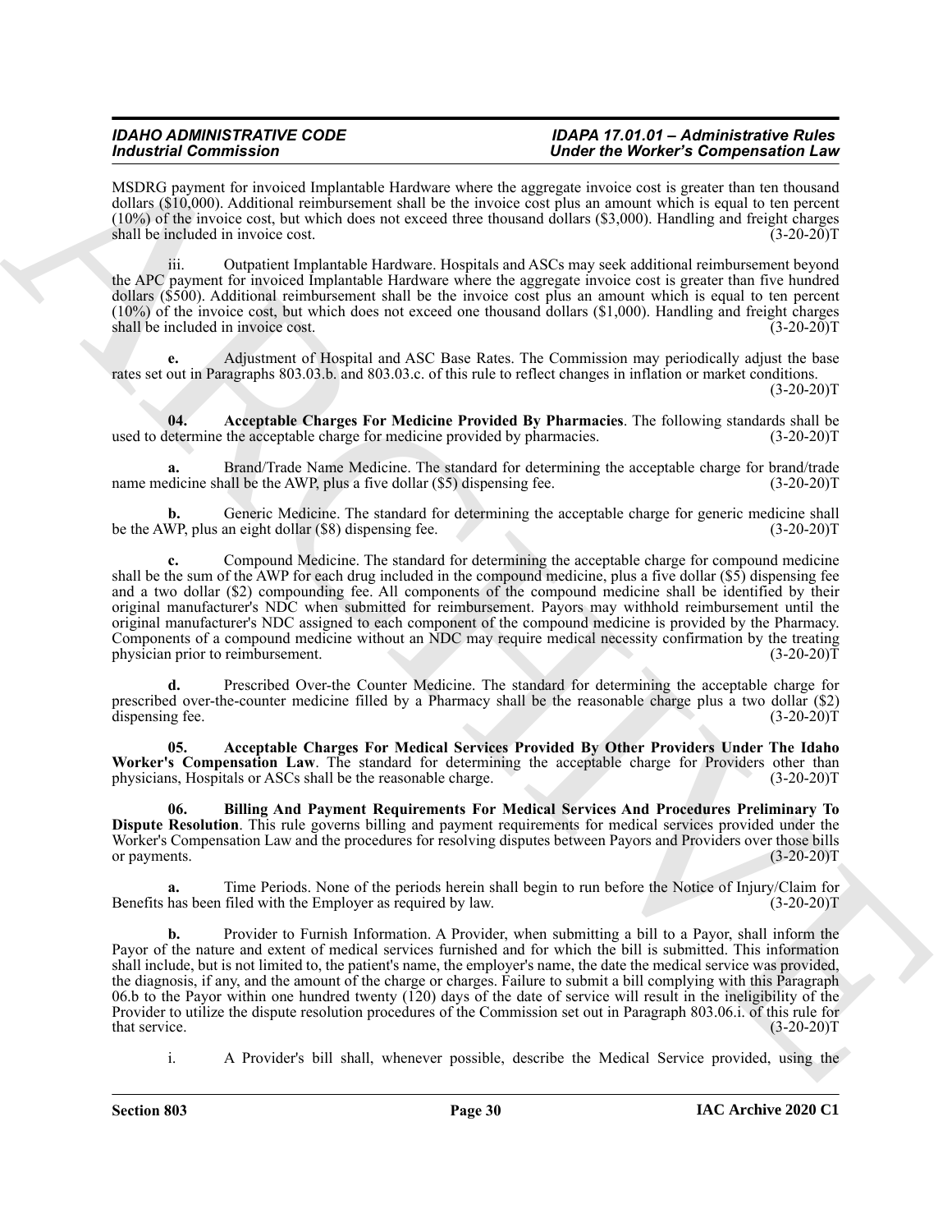MSDRG payment for invoiced Implantable Hardware where the aggregate invoice cost is greater than ten thousand dollars ($10,000). Additional reimbursement shall be the invoice cost plus an amount which is equal to ten percent (10%) of the invoice cost, but which does not exceed three thousand dollars ($3,000). Handling and freight charges shall be included in invoice cost. (3-20-20)T

iii. Outpatient Implantable Hardware. Hospitals and ASCs may seek additional reimbursement beyond the APC payment for invoiced Implantable Hardware where the aggregate invoice cost is greater than five hundred dollars ($500). Additional reimbursement shall be the invoice cost plus an amount which is equal to ten percent (10%) of the invoice cost, but which does not exceed one thousand dollars ($1,000). Handling and freight charges shall be included in invoice cost. (3-20-20)T

**e.** Adjustment of Hospital and ASC Base Rates. The Commission may periodically adjust the base rates set out in Paragraphs 803.03.b. and 803.03.c. of this rule to reflect changes in inflation or market conditions. (3-20-20)T

**04. Acceptable Charges For Medicine Provided By Pharmacies**. The following standards shall be used to determine the acceptable charge for medicine provided by pharmacies. (3-20-20)T

**a.** Brand/Trade Name Medicine. The standard for determining the acceptable charge for brand/trade name medicine shall be the AWP, plus a five dollar ($5) dispensing fee. (3-20-20)T

**b.** Generic Medicine. The standard for determining the acceptable charge for generic medicine shall be the AWP, plus an eight dollar ($8) dispensing fee. (3-20-20)T

**c.** Compound Medicine. The standard for determining the acceptable charge for compound medicine shall be the sum of the AWP for each drug included in the compound medicine, plus a five dollar ($5) dispensing fee and a two dollar ($2) compounding fee. All components of the compound medicine shall be identified by their original manufacturer's NDC when submitted for reimbursement. Payors may withhold reimbursement until the original manufacturer's NDC assigned to each component of the compound medicine is provided by the Pharmacy. Components of a compound medicine without an NDC may require medical necessity confirmation by the treating physician prior to reimbursement. (3-20-20)T

**d.** Prescribed Over-the Counter Medicine. The standard for determining the acceptable charge for prescribed over-the-counter medicine filled by a Pharmacy shall be the reasonable charge plus a two dollar ($2) dispensing fee. (3-20-20)T

**05. Acceptable Charges For Medical Services Provided By Other Providers Under The Idaho Worker's Compensation Law**. The standard for determining the acceptable charge for Providers other than physicians, Hospitals or ASCs shall be the reasonable charge. (3-20-20)T

**06. Billing And Payment Requirements For Medical Services And Procedures Preliminary To Dispute Resolution**. This rule governs billing and payment requirements for medical services provided under the Worker's Compensation Law and the procedures for resolving disputes between Payors and Providers over those bills or payments. (3-20-20)T

**a.** Time Periods. None of the periods herein shall begin to run before the Notice of Injury/Claim for Benefits has been filed with the Employer as required by law. (3-20-20)T

**b.** Provider to Furnish Information. A Provider, when submitting a bill to a Payor, shall inform the Payor of the nature and extent of medical services furnished and for which the bill is submitted. This information shall include, but is not limited to, the patient's name, the employer's name, the date the medical service was provided, the diagnosis, if any, and the amount of the charge or charges. Failure to submit a bill complying with this Paragraph 06.b to the Payor within one hundred twenty (120) days of the date of service will result in the ineligibility of the Provider to utilize the dispute resolution procedures of the Commission set out in Paragraph 803.06.i. of this rule for that service. (3-20-20)T

i. A Provider's bill shall, whenever possible, describe the Medical Service provided, using the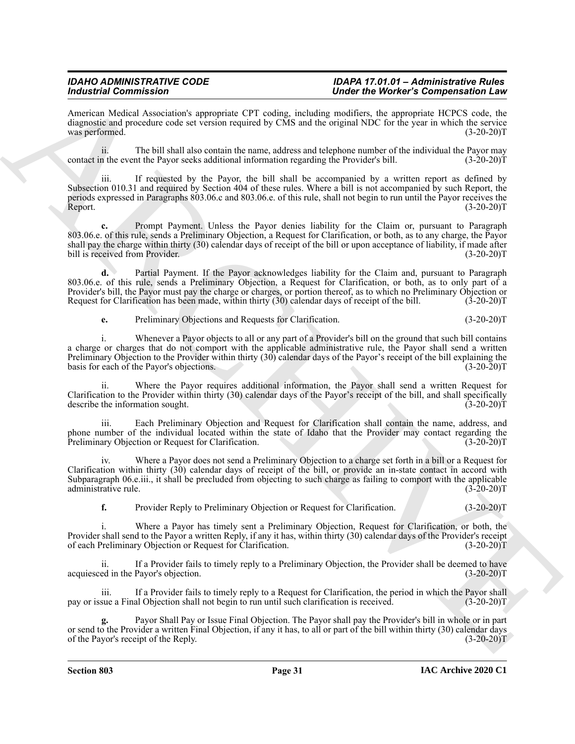American Medical Association's appropriate CPT coding, including modifiers, the appropriate HCPCS code, the diagnostic and procedure code set version required by CMS and the original NDC for the year in which the service was performed. (3-20-20)T

ii. The bill shall also contain the name, address and telephone number of the individual the Payor may contact in the event the Payor seeks additional information regarding the Provider's bill. (3-20-20)T

iii. If requested by the Payor, the bill shall be accompanied by a written report as defined by Subsection 010.31 and required by Section 404 of these rules. Where a bill is not accompanied by such Report, the periods expressed in Paragraphs 803.06.c and 803.06.e. of this rule, shall not begin to run until the Payor receives the Report. (3-20-20)T

**c.** Prompt Payment. Unless the Payor denies liability for the Claim or, pursuant to Paragraph 803.06.e. of this rule, sends a Preliminary Objection, a Request for Clarification, or both, as to any charge, the Payor shall pay the charge within thirty (30) calendar days of receipt of the bill or upon acceptance of liability, if made after bill is received from Provider. (3-20-20)T

**d.** Partial Payment. If the Payor acknowledges liability for the Claim and, pursuant to Paragraph 803.06.e. of this rule, sends a Preliminary Objection, a Request for Clarification, or both, as to only part of a Provider's bill, the Payor must pay the charge or charges, or portion thereof, as to which no Preliminary Objection or Request for Clarification has been made, within thirty (30) calendar days of receipt of the bill. (3-20-20)T

**e.** Preliminary Objections and Requests for Clarification. (3-20-20)T

i. Whenever a Payor objects to all or any part of a Provider's bill on the ground that such bill contains a charge or charges that do not comport with the applicable administrative rule, the Payor shall send a written Preliminary Objection to the Provider within thirty (30) calendar days of the Payor's receipt of the bill explaining the basis for each of the Payor's objections. (3-20-20)T

ii. Where the Payor requires additional information, the Payor shall send a written Request for Clarification to the Provider within thirty (30) calendar days of the Payor's receipt of the bill, and shall specifically describe the information sought. (3-20-20)T

iii. Each Preliminary Objection and Request for Clarification shall contain the name, address, and phone number of the individual located within the state of Idaho that the Provider may contact regarding the Preliminary Objection or Request for Clarification. (3-20-20)T

iv. Where a Payor does not send a Preliminary Objection to a charge set forth in a bill or a Request for Clarification within thirty (30) calendar days of receipt of the bill, or provide an in-state contact in accord with Subparagraph 06.e.iii., it shall be precluded from objecting to such charge as failing to comport with the applicable administrative rule. (3-20-20)T

**f.** Provider Reply to Preliminary Objection or Request for Clarification. (3-20-20)T

i. Where a Payor has timely sent a Preliminary Objection, Request for Clarification, or both, the Provider shall send to the Payor a written Reply, if any it has, within thirty (30) calendar days of the Provider's receipt of each Preliminary Objection or Request for Clarification. (3-20-20)T

ii. If a Provider fails to timely reply to a Preliminary Objection, the Provider shall be deemed to have acquiesced in the Payor's objection. (3-20-20)T

iii. If a Provider fails to timely reply to a Request for Clarification, the period in which the Payor shall pay or issue a Final Objection shall not begin to run until such clarification is received. (3-20-20)T

**g.** Payor Shall Pay or Issue Final Objection. The Payor shall pay the Provider's bill in whole or in part or send to the Provider a written Final Objection, if any it has, to all or part of the bill within thirty (30) calendar days of the Payor's receipt of the Reply. (3-20-20)T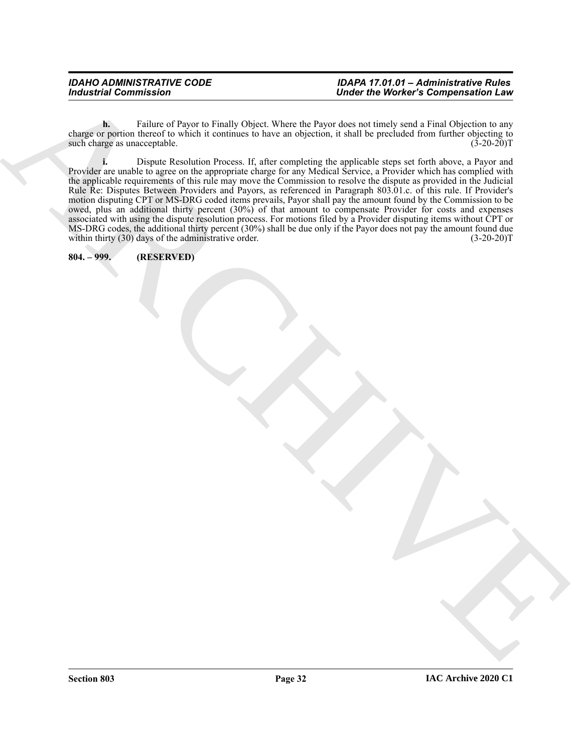**h.** Failure of Payor to Finally Object. Where the Payor does not timely send a Final Objection to any charge or portion thereof to which it continues to have an objection, it shall be precluded from further objecting to such charge as unacceptable. (3-20-20)T

**i.** Dispute Resolution Process. If, after completing the applicable steps set forth above, a Payor and Provider are unable to agree on the appropriate charge for any Medical Service, a Provider which has complied with the applicable requirements of this rule may move the Commission to resolve the dispute as provided in the Judicial Rule Re: Disputes Between Providers and Payors, as referenced in Paragraph 803.01.c. of this rule. If Provider's motion disputing CPT or MS-DRG coded items prevails, Payor shall pay the amount found by the Commission to be owed, plus an additional thirty percent (30%) of that amount to compensate Provider for costs and expenses associated with using the dispute resolution process. For motions filed by a Provider disputing items without CPT or MS-DRG codes, the additional thirty percent (30%) shall be due only if the Payor does not pay the amount found due within thirty (30) days of the administrative order. (3-20-20)T

**804. – 999. (RESERVED)**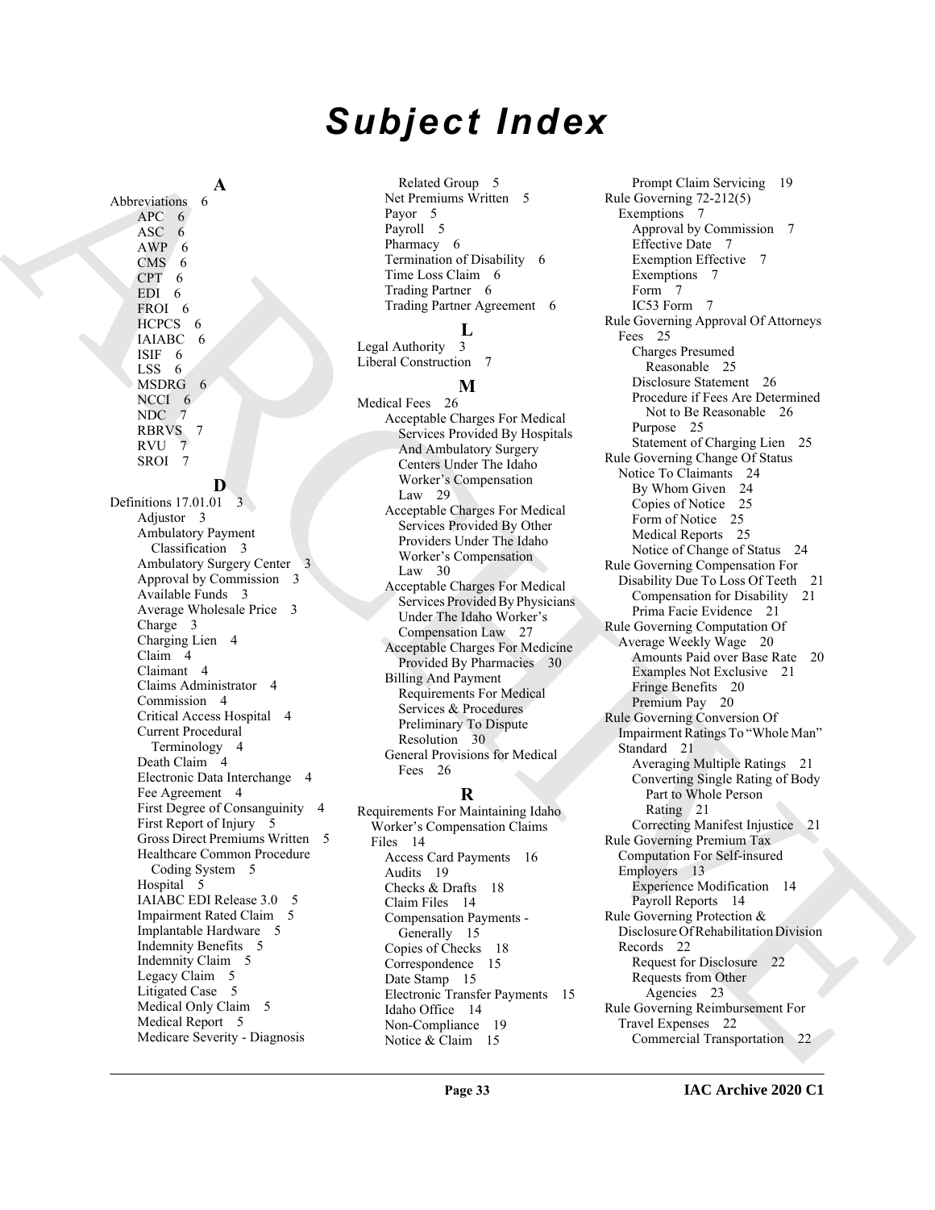# Subject Index

**A**

Abbreviations 6
- APC 6
- ASC 6
- AWP 6
- CMS 6
- CPT 6
- EDI 6
- FROI 6
- HCPCS 6
- IAIABC 6
- ISIF 6
- LSS 6
- MSDRG 6
- NCCI 6
- NDC 7
- RBRVS 7
- RVU 7
- SROI 7

**D**

Definitions 17.01.01 3
- Adjustor 3
- Ambulatory Payment Classification 3
- Ambulatory Surgery Center 3
- Approval by Commission 3
- Available Funds 3
- Average Wholesale Price 3
- Charge 3
- Charging Lien 4
- Claim 4
- Claimant 4
- Claims Administrator 4
- Commission 4
- Critical Access Hospital 4
- Current Procedural Terminology 4
- Death Claim 4
- Electronic Data Interchange 4
- Fee Agreement 4
- First Degree of Consanguinity 4
- First Report of Injury 5
- Gross Direct Premiums Written 5
- Healthcare Common Procedure Coding System 5
- Hospital 5
- IAIABC EDI Release 3.0 5
- Impairment Rated Claim 5
- Implantable Hardware 5
- Indemnity Benefits 5
- Indemnity Claim 5
- Legacy Claim 5
- Litigated Case 5
- Medical Only Claim 5
- Medical Report 5
- Medicare Severity - Diagnosis Related Group 5
- Net Premiums Written 5
- Payor 5
- Payroll 5
- Pharmacy 6
- Termination of Disability 6
- Time Loss Claim 6
- Trading Partner 6
- Trading Partner Agreement 6

**L**

Legal Authority 3
Liberal Construction 7

**M**

Medical Fees 26
- Acceptable Charges For Medical Services Provided By Hospitals And Ambulatory Surgery Centers Under The Idaho Worker's Compensation Law 29
- Acceptable Charges For Medical Services Provided By Other Providers Under The Idaho Worker's Compensation Law 30
- Acceptable Charges For Medical Services Provided By Physicians Under The Idaho Worker's Compensation Law 27
- Acceptable Charges For Medicine Provided By Pharmacies 30
- Billing And Payment Requirements For Medical Services & Procedures Preliminary To Dispute Resolution 30
- General Provisions for Medical Fees 26

**R**

Requirements For Maintaining Idaho Worker's Compensation Claims Files 14
- Access Card Payments 16
- Audits 19
- Checks & Drafts 18
- Claim Files 14
- Compensation Payments - Generally 15
- Copies of Checks 18
- Correspondence 15
- Date Stamp 15
- Electronic Transfer Payments 15
- Idaho Office 14
- Non-Compliance 19
- Notice & Claim 15
- Prompt Claim Servicing 19

Rule Governing 72-212(5)
- Exemptions 7
  - Approval by Commission 7
  - Effective Date 7
  - Exemption Effective 7
  - Exemptions 7
  - Form 7
  - IC53 Form 7

Rule Governing Approval Of Attorneys Fees 25
- Charges Presumed Reasonable 25
- Disclosure Statement 26
- Procedure if Fees Are Determined Not to Be Reasonable 26
- Purpose 25
- Statement of Charging Lien 25

Rule Governing Change Of Status Notice To Claimants 24
- By Whom Given 24
- Copies of Notice 25
- Form of Notice 25
- Medical Reports 25
- Notice of Change of Status 24

Rule Governing Compensation For Disability Due To Loss Of Teeth 21
- Compensation for Disability 21
- Prima Facie Evidence 21

Rule Governing Computation Of Average Weekly Wage 20
- Amounts Paid over Base Rate 20
- Examples Not Exclusive 21
- Fringe Benefits 20
- Premium Pay 20

Rule Governing Conversion Of Impairment Ratings To "Whole Man" Standard 21
- Averaging Multiple Ratings 21
- Converting Single Rating of Body Part to Whole Person Rating 21
- Correcting Manifest Injustice 21

Rule Governing Premium Tax Computation For Self-insured Employers 13
- Experience Modification 14
- Payroll Reports 14

Rule Governing Protection & Disclosure Of Rehabilitation Division Records 22
- Request for Disclosure 22
- Requests from Other Agencies 23

Rule Governing Reimbursement For Travel Expenses 22
- Commercial Transportation 22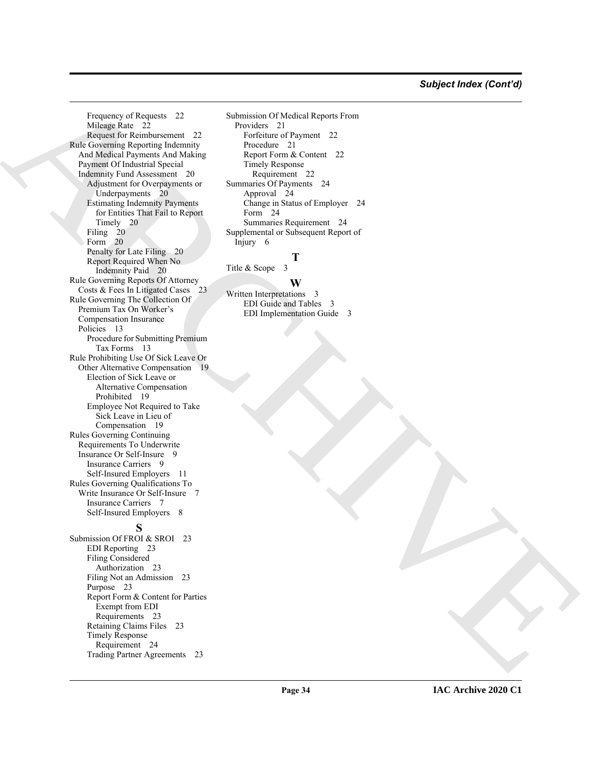Frequency of Requests 22
Mileage Rate 22
Request for Reimbursement 22
Rule Governing Reporting Indemnity And Medical Payments And Making Payment Of Industrial Special Indemnity Fund Assessment 20
Adjustment for Overpayments or Underpayments 20
Estimating Indemnity Payments for Entities That Fail to Report Timely 20
Filing 20
Form 20
Penalty for Late Filing 20
Report Required When No Indemnity Paid 20
Rule Governing Reports Of Attorney Costs & Fees In Litigated Cases 23
Rule Governing The Collection Of Premium Tax On Worker's Compensation Insurance Policies 13
Procedure for Submitting Premium Tax Forms 13
Rule Prohibiting Use Of Sick Leave Or Other Alternative Compensation 19
Election of Sick Leave or Alternative Compensation Prohibited 19
Employee Not Required to Take Sick Leave in Lieu of Compensation 19
Rules Governing Continuing Requirements To Underwrite Insurance Or Self-Insure 9
Insurance Carriers 9
Self-Insured Employers 11
Rules Governing Qualifications To Write Insurance Or Self-Insure 7
Insurance Carriers 7
Self-Insured Employers 8

## S

Submission Of FROI & SROI 23
EDI Reporting 23
Filing Considered Authorization 23
Filing Not an Admission 23
Purpose 23
Report Form & Content for Parties Exempt from EDI Requirements 23
Retaining Claims Files 23
Timely Response Requirement 24
Trading Partner Agreements 23
Submission Of Medical Reports From Providers 21
Forfeiture of Payment 22
Procedure 21
Report Form & Content 22
Timely Response Requirement 22
Summaries Of Payments 24
Approval 24
Change in Status of Employer 24
Form 24
Summaries Requirement 24
Supplemental or Subsequent Report of Injury 6

## T

Title & Scope 3

## W

Written Interpretations 3
EDI Guide and Tables 3
EDI Implementation Guide 3